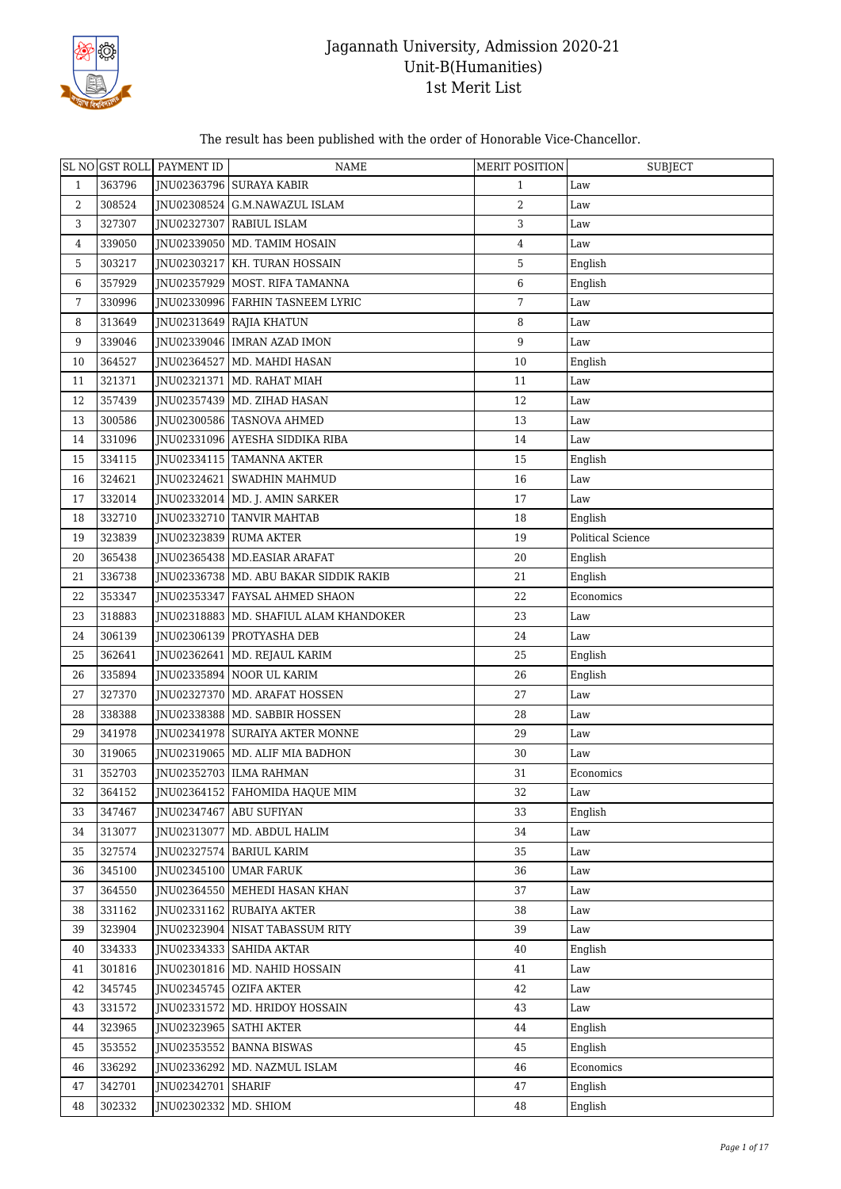# Jagannath University, Admission 2020-21
## Unit-B(Humanities)
## 1st Merit List

The result has been published with the order of Honorable Vice-Chancellor.

| SL NO | GST ROLL | PAYMENT ID | NAME | MERIT POSITION | SUBJECT |
|---|---|---|---|---|---|
| 1 | 363796 | JNU02363796 | SURAYA KABIR | 1 | Law |
| 2 | 308524 | JNU02308524 | G.M.NAWAZUL ISLAM | 2 | Law |
| 3 | 327307 | JNU02327307 | RABIUL ISLAM | 3 | Law |
| 4 | 339050 | JNU02339050 | MD. TAMIM HOSAIN | 4 | Law |
| 5 | 303217 | JNU02303217 | KH. TURAN HOSSAIN | 5 | English |
| 6 | 357929 | JNU02357929 | MOST. RIFA TAMANNA | 6 | English |
| 7 | 330996 | JNU02330996 | FARHIN TASNEEM LYRIC | 7 | Law |
| 8 | 313649 | JNU02313649 | RAJIA KHATUN | 8 | Law |
| 9 | 339046 | JNU02339046 | IMRAN AZAD IMON | 9 | Law |
| 10 | 364527 | JNU02364527 | MD. MAHDI HASAN | 10 | English |
| 11 | 321371 | JNU02321371 | MD. RAHAT MIAH | 11 | Law |
| 12 | 357439 | JNU02357439 | MD. ZIHAD HASAN | 12 | Law |
| 13 | 300586 | JNU02300586 | TASNOVA AHMED | 13 | Law |
| 14 | 331096 | JNU02331096 | AYESHA SIDDIKA RIBA | 14 | Law |
| 15 | 334115 | JNU02334115 | TAMANNA AKTER | 15 | English |
| 16 | 324621 | JNU02324621 | SWADHIN MAHMUD | 16 | Law |
| 17 | 332014 | JNU02332014 | MD. J. AMIN SARKER | 17 | Law |
| 18 | 332710 | JNU02332710 | TANVIR MAHTAB | 18 | English |
| 19 | 323839 | JNU02323839 | RUMA AKTER | 19 | Political Science |
| 20 | 365438 | JNU02365438 | MD.EASIAR ARAFAT | 20 | English |
| 21 | 336738 | JNU02336738 | MD. ABU BAKAR SIDDIK RAKIB | 21 | English |
| 22 | 353347 | JNU02353347 | FAYSAL AHMED SHAON | 22 | Economics |
| 23 | 318883 | JNU02318883 | MD. SHAFIUL ALAM KHANDOKER | 23 | Law |
| 24 | 306139 | JNU02306139 | PROTYASHA DEB | 24 | Law |
| 25 | 362641 | JNU02362641 | MD. REJAUL KARIM | 25 | English |
| 26 | 335894 | JNU02335894 | NOOR UL KARIM | 26 | English |
| 27 | 327370 | JNU02327370 | MD. ARAFAT HOSSEN | 27 | Law |
| 28 | 338388 | JNU02338388 | MD. SABBIR HOSSEN | 28 | Law |
| 29 | 341978 | JNU02341978 | SURAIYA AKTER MONNE | 29 | Law |
| 30 | 319065 | JNU02319065 | MD. ALIF MIA BADHON | 30 | Law |
| 31 | 352703 | JNU02352703 | ILMA RAHMAN | 31 | Economics |
| 32 | 364152 | JNU02364152 | FAHOMIDA HAQUE MIM | 32 | Law |
| 33 | 347467 | JNU02347467 | ABU SUFIYAN | 33 | English |
| 34 | 313077 | JNU02313077 | MD. ABDUL HALIM | 34 | Law |
| 35 | 327574 | JNU02327574 | BARIUL KARIM | 35 | Law |
| 36 | 345100 | JNU02345100 | UMAR FARUK | 36 | Law |
| 37 | 364550 | JNU02364550 | MEHEDI HASAN KHAN | 37 | Law |
| 38 | 331162 | JNU02331162 | RUBAIYA AKTER | 38 | Law |
| 39 | 323904 | JNU02323904 | NISAT TABASSUM RITY | 39 | Law |
| 40 | 334333 | JNU02334333 | SAHIDA AKTAR | 40 | English |
| 41 | 301816 | JNU02301816 | MD. NAHID HOSSAIN | 41 | Law |
| 42 | 345745 | JNU02345745 | OZIFA AKTER | 42 | Law |
| 43 | 331572 | JNU02331572 | MD. HRIDOY HOSSAIN | 43 | Law |
| 44 | 323965 | JNU02323965 | SATHI AKTER | 44 | English |
| 45 | 353552 | JNU02353552 | BANNA BISWAS | 45 | English |
| 46 | 336292 | JNU02336292 | MD. NAZMUL ISLAM | 46 | Economics |
| 47 | 342701 | JNU02342701 | SHARIF | 47 | English |
| 48 | 302332 | JNU02302332 | MD. SHIOM | 48 | English |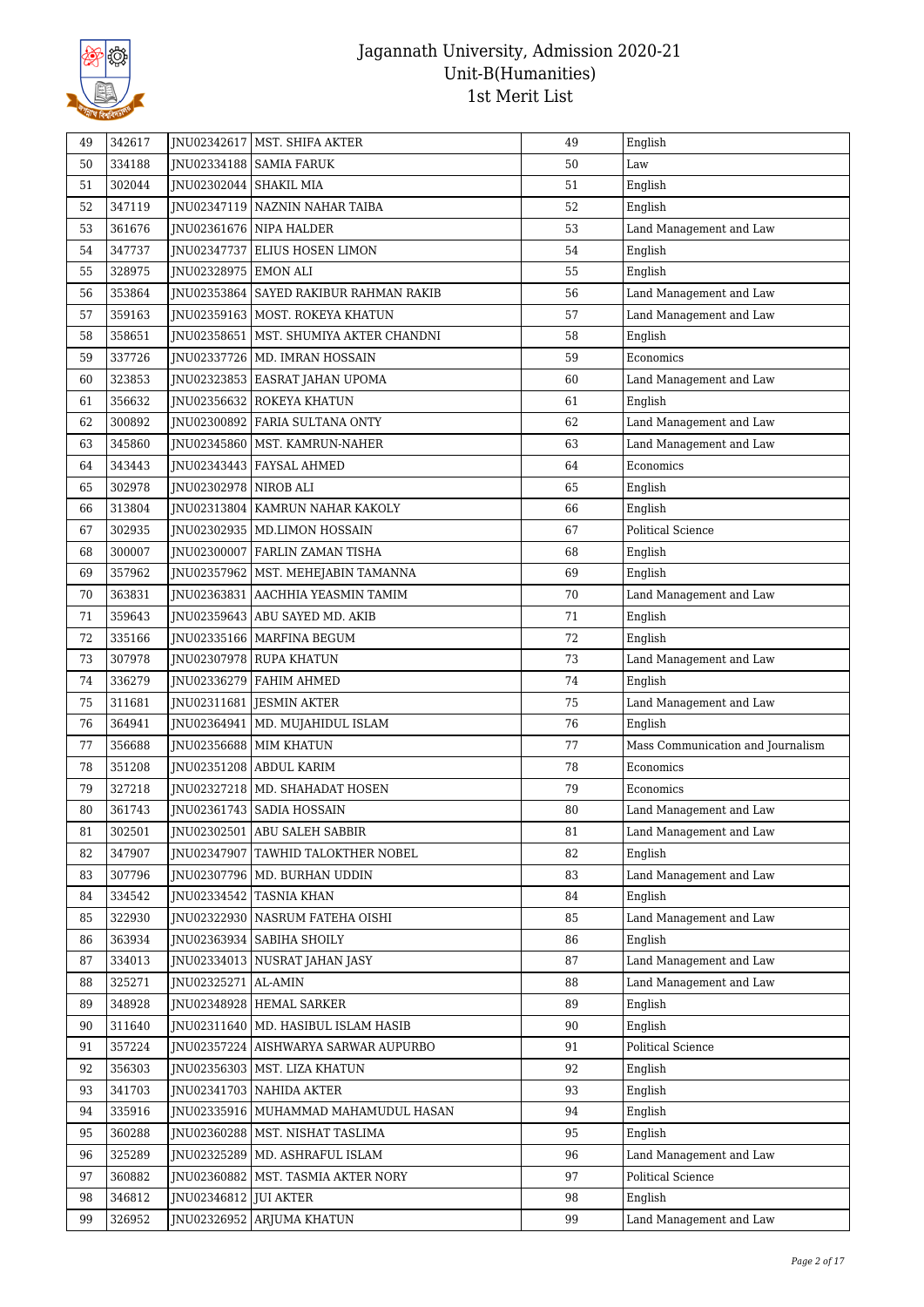| 49 | 342617 | JNU02342617 | MST. SHIFA AKTER | 49 | English |
|---|---|---|---|---|---|
| 50 | 334188 | JNU02334188 | SAMIA FARUK | 50 | Law |
| 51 | 302044 | JNU02302044 | SHAKIL MIA | 51 | English |
| 52 | 347119 | JNU02347119 | NAZNIN NAHAR TAIBA | 52 | English |
| 53 | 361676 | JNU02361676 | NIPA HALDER | 53 | Land Management and Law |
| 54 | 347737 | JNU02347737 | ELIUS HOSEN LIMON | 54 | English |
| 55 | 328975 | JNU02328975 | EMON ALI | 55 | English |
| 56 | 353864 | JNU02353864 | SAYED RAKIBUR RAHMAN RAKIB | 56 | Land Management and Law |
| 57 | 359163 | JNU02359163 | MOST. ROKEYA KHATUN | 57 | Land Management and Law |
| 58 | 358651 | JNU02358651 | MST. SHUMIYA AKTER CHANDNI | 58 | English |
| 59 | 337726 | JNU02337726 | MD. IMRAN HOSSAIN | 59 | Economics |
| 60 | 323853 | JNU02323853 | EASRAT JAHAN UPOMA | 60 | Land Management and Law |
| 61 | 356632 | JNU02356632 | ROKEYA KHATUN | 61 | English |
| 62 | 300892 | JNU02300892 | FARIA SULTANA ONTY | 62 | Land Management and Law |
| 63 | 345860 | JNU02345860 | MST. KAMRUN-NAHER | 63 | Land Management and Law |
| 64 | 343443 | JNU02343443 | FAYSAL AHMED | 64 | Economics |
| 65 | 302978 | JNU02302978 | NIROB ALI | 65 | English |
| 66 | 313804 | JNU02313804 | KAMRUN NAHAR KAKOLY | 66 | English |
| 67 | 302935 | JNU02302935 | MD.LIMON HOSSAIN | 67 | Political Science |
| 68 | 300007 | JNU02300007 | FARLIN ZAMAN TISHA | 68 | English |
| 69 | 357962 | JNU02357962 | MST. MEHEJABIN TAMANNA | 69 | English |
| 70 | 363831 | JNU02363831 | AACHHIA YEASMIN TAMIM | 70 | Land Management and Law |
| 71 | 359643 | JNU02359643 | ABU SAYED MD. AKIB | 71 | English |
| 72 | 335166 | JNU02335166 | MARFINA BEGUM | 72 | English |
| 73 | 307978 | JNU02307978 | RUPA KHATUN | 73 | Land Management and Law |
| 74 | 336279 | JNU02336279 | FAHIM AHMED | 74 | English |
| 75 | 311681 | JNU02311681 | JESMIN AKTER | 75 | Land Management and Law |
| 76 | 364941 | JNU02364941 | MD. MUJAHIDUL ISLAM | 76 | English |
| 77 | 356688 | JNU02356688 | MIM KHATUN | 77 | Mass Communication and Journalism |
| 78 | 351208 | JNU02351208 | ABDUL KARIM | 78 | Economics |
| 79 | 327218 | JNU02327218 | MD. SHAHADAT HOSEN | 79 | Economics |
| 80 | 361743 | JNU02361743 | SADIA HOSSAIN | 80 | Land Management and Law |
| 81 | 302501 | JNU02302501 | ABU SALEH SABBIR | 81 | Land Management and Law |
| 82 | 347907 | JNU02347907 | TAWHID TALOKTHER NOBEL | 82 | English |
| 83 | 307796 | JNU02307796 | MD. BURHAN UDDIN | 83 | Land Management and Law |
| 84 | 334542 | JNU02334542 | TASNIA KHAN | 84 | English |
| 85 | 322930 | JNU02322930 | NASRUM FATEHA OISHI | 85 | Land Management and Law |
| 86 | 363934 | JNU02363934 | SABIHA SHOILY | 86 | English |
| 87 | 334013 | JNU02334013 | NUSRAT JAHAN JASY | 87 | Land Management and Law |
| 88 | 325271 | JNU02325271 | AL-AMIN | 88 | Land Management and Law |
| 89 | 348928 | JNU02348928 | HEMAL SARKER | 89 | English |
| 90 | 311640 | JNU02311640 | MD. HASIBUL ISLAM HASIB | 90 | English |
| 91 | 357224 | JNU02357224 | AISHWARYA SARWAR AUPURBO | 91 | Political Science |
| 92 | 356303 | JNU02356303 | MST. LIZA KHATUN | 92 | English |
| 93 | 341703 | JNU02341703 | NAHIDA AKTER | 93 | English |
| 94 | 335916 | JNU02335916 | MUHAMMAD MAHAMUDUL HASAN | 94 | English |
| 95 | 360288 | JNU02360288 | MST. NISHAT TASLIMA | 95 | English |
| 96 | 325289 | JNU02325289 | MD. ASHRAFUL ISLAM | 96 | Land Management and Law |
| 97 | 360882 | JNU02360882 | MST. TASMIA AKTER NORY | 97 | Political Science |
| 98 | 346812 | JNU02346812 | JUI AKTER | 98 | English |
| 99 | 326952 | JNU02326952 | ARJUMA KHATUN | 99 | Land Management and Law |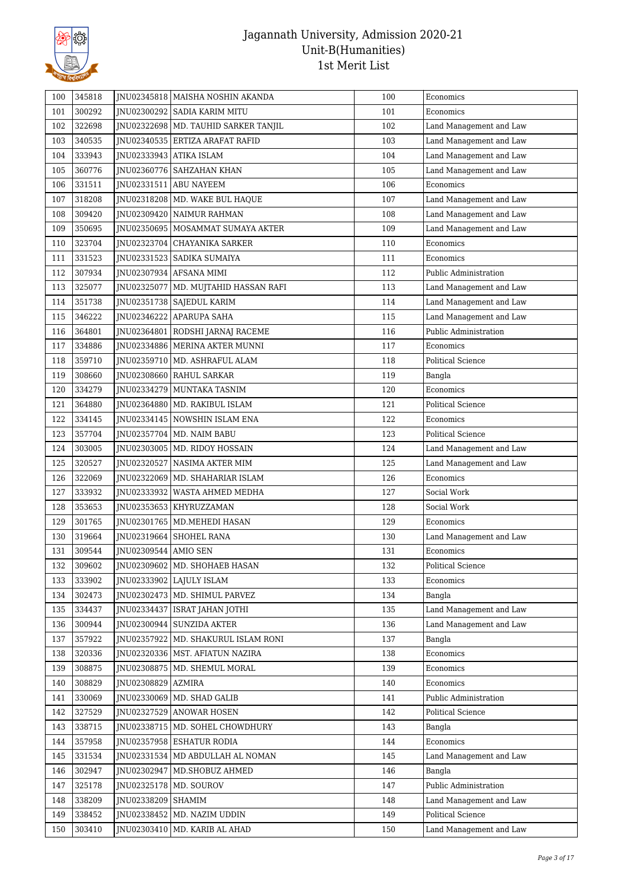# Jagannath University, Admission 2020-21
## Unit-B(Humanities)
## 1st Merit List

| | | | | | |
|---|---|---|---|---|---|
| 100 | 345818 | JNU02345818 | MAISHA NOSHIN AKANDA | 100 | Economics |
| 101 | 300292 | JNU02300292 | SADIA KARIM MITU | 101 | Economics |
| 102 | 322698 | JNU02322698 | MD. TAUHID SARKER TANJIL | 102 | Land Management and Law |
| 103 | 340535 | JNU02340535 | ERTIZA ARAFAT RAFID | 103 | Land Management and Law |
| 104 | 333943 | JNU02333943 | ATIKA ISLAM | 104 | Land Management and Law |
| 105 | 360776 | JNU02360776 | SAHZAHAN KHAN | 105 | Land Management and Law |
| 106 | 331511 | JNU02331511 | ABU NAYEEM | 106 | Economics |
| 107 | 318208 | JNU02318208 | MD. WAKE BUL HAQUE | 107 | Land Management and Law |
| 108 | 309420 | JNU02309420 | NAIMUR RAHMAN | 108 | Land Management and Law |
| 109 | 350695 | JNU02350695 | MOSAMMAT SUMAYA AKTER | 109 | Land Management and Law |
| 110 | 323704 | JNU02323704 | CHAYANIKA SARKER | 110 | Economics |
| 111 | 331523 | JNU02331523 | SADIKA SUMAIYA | 111 | Economics |
| 112 | 307934 | JNU02307934 | AFSANA MIMI | 112 | Public Administration |
| 113 | 325077 | JNU02325077 | MD. MUJTAHID HASSAN RAFI | 113 | Land Management and Law |
| 114 | 351738 | JNU02351738 | SAJEDUL KARIM | 114 | Land Management and Law |
| 115 | 346222 | JNU02346222 | APARUPA SAHA | 115 | Land Management and Law |
| 116 | 364801 | JNU02364801 | RODSHI JARNAJ RACEME | 116 | Public Administration |
| 117 | 334886 | JNU02334886 | MERINA AKTER MUNNI | 117 | Economics |
| 118 | 359710 | JNU02359710 | MD. ASHRAFUL ALAM | 118 | Political Science |
| 119 | 308660 | JNU02308660 | RAHUL SARKAR | 119 | Bangla |
| 120 | 334279 | JNU02334279 | MUNTAKA TASNIM | 120 | Economics |
| 121 | 364880 | JNU02364880 | MD. RAKIBUL ISLAM | 121 | Political Science |
| 122 | 334145 | JNU02334145 | NOWSHIN ISLAM ENA | 122 | Economics |
| 123 | 357704 | JNU02357704 | MD. NAIM BABU | 123 | Political Science |
| 124 | 303005 | JNU02303005 | MD. RIDOY HOSSAIN | 124 | Land Management and Law |
| 125 | 320527 | JNU02320527 | NASIMA AKTER MIM | 125 | Land Management and Law |
| 126 | 322069 | JNU02322069 | MD. SHAHARIAR ISLAM | 126 | Economics |
| 127 | 333932 | JNU02333932 | WASTA AHMED MEDHA | 127 | Social Work |
| 128 | 353653 | JNU02353653 | KHYRUZZAMAN | 128 | Social Work |
| 129 | 301765 | JNU02301765 | MD.MEHEDI HASAN | 129 | Economics |
| 130 | 319664 | JNU02319664 | SHOHEL RANA | 130 | Land Management and Law |
| 131 | 309544 | JNU02309544 | AMIO SEN | 131 | Economics |
| 132 | 309602 | JNU02309602 | MD. SHOHAEB HASAN | 132 | Political Science |
| 133 | 333902 | JNU02333902 | LAJULY ISLAM | 133 | Economics |
| 134 | 302473 | JNU02302473 | MD. SHIMUL PARVEZ | 134 | Bangla |
| 135 | 334437 | JNU02334437 | ISRAT JAHAN JOTHI | 135 | Land Management and Law |
| 136 | 300944 | JNU02300944 | SUNZIDA AKTER | 136 | Land Management and Law |
| 137 | 357922 | JNU02357922 | MD. SHAKURUL ISLAM RONI | 137 | Bangla |
| 138 | 320336 | JNU02320336 | MST. AFIATUN NAZIRA | 138 | Economics |
| 139 | 308875 | JNU02308875 | MD. SHEMUL MORAL | 139 | Economics |
| 140 | 308829 | JNU02308829 | AZMIRA | 140 | Economics |
| 141 | 330069 | JNU02330069 | MD. SHAD GALIB | 141 | Public Administration |
| 142 | 327529 | JNU02327529 | ANOWAR HOSEN | 142 | Political Science |
| 143 | 338715 | JNU02338715 | MD. SOHEL CHOWDHURY | 143 | Bangla |
| 144 | 357958 | JNU02357958 | ESHATUR RODIA | 144 | Economics |
| 145 | 331534 | JNU02331534 | MD ABDULLAH AL NOMAN | 145 | Land Management and Law |
| 146 | 302947 | JNU02302947 | MD.SHOBUZ AHMED | 146 | Bangla |
| 147 | 325178 | JNU02325178 | MD. SOUROV | 147 | Public Administration |
| 148 | 338209 | JNU02338209 | SHAMIM | 148 | Land Management and Law |
| 149 | 338452 | JNU02338452 | MD. NAZIM UDDIN | 149 | Political Science |
| 150 | 303410 | JNU02303410 | MD. KARIB AL AHAD | 150 | Land Management and Law |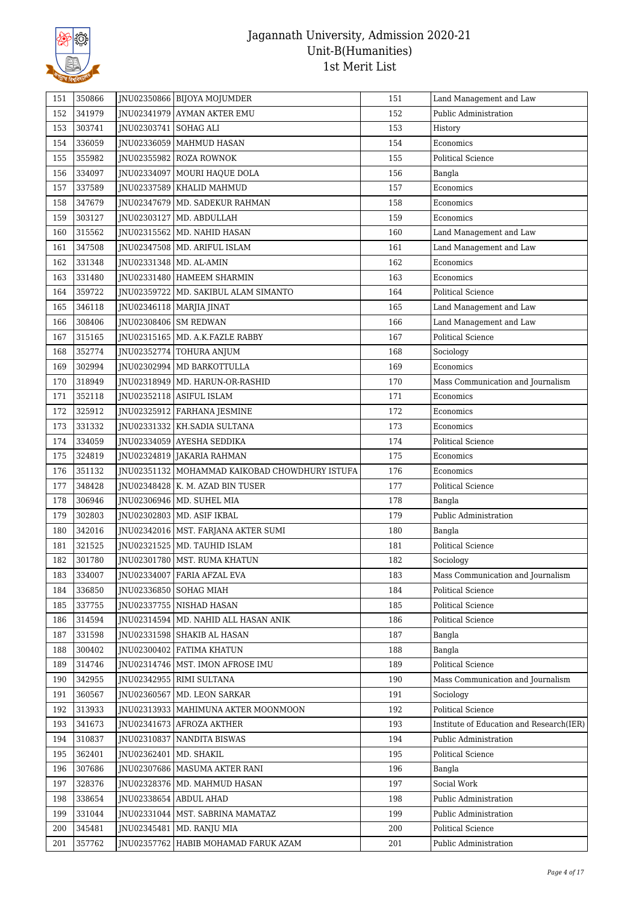# Jagannath University, Admission 2020-21
## Unit-B(Humanities)
## 1st Merit List

| | | | | | |
|---|---|---|---|---|---|
| 151 | 350866 | JNU02350866 | BIJOYA MOJUMDER | 151 | Land Management and Law |
| 152 | 341979 | JNU02341979 | AYMAN AKTER EMU | 152 | Public Administration |
| 153 | 303741 | JNU02303741 | SOHAG ALI | 153 | History |
| 154 | 336059 | JNU02336059 | MAHMUD HASAN | 154 | Economics |
| 155 | 355982 | JNU02355982 | ROZA ROWNOK | 155 | Political Science |
| 156 | 334097 | JNU02334097 | MOURI HAQUE DOLA | 156 | Bangla |
| 157 | 337589 | JNU02337589 | KHALID MAHMUD | 157 | Economics |
| 158 | 347679 | JNU02347679 | MD. SADEKUR RAHMAN | 158 | Economics |
| 159 | 303127 | JNU02303127 | MD. ABDULLAH | 159 | Economics |
| 160 | 315562 | JNU02315562 | MD. NAHID HASAN | 160 | Land Management and Law |
| 161 | 347508 | JNU02347508 | MD. ARIFUL ISLAM | 161 | Land Management and Law |
| 162 | 331348 | JNU02331348 | MD. AL-AMIN | 162 | Economics |
| 163 | 331480 | JNU02331480 | HAMEEM SHARMIN | 163 | Economics |
| 164 | 359722 | JNU02359722 | MD. SAKIBUL ALAM SIMANTO | 164 | Political Science |
| 165 | 346118 | JNU02346118 | MARJIA JINAT | 165 | Land Management and Law |
| 166 | 308406 | JNU02308406 | SM REDWAN | 166 | Land Management and Law |
| 167 | 315165 | JNU02315165 | MD. A.K.FAZLE RABBY | 167 | Political Science |
| 168 | 352774 | JNU02352774 | TOHURA ANJUM | 168 | Sociology |
| 169 | 302994 | JNU02302994 | MD BARKOTTULLA | 169 | Economics |
| 170 | 318949 | JNU02318949 | MD. HARUN-OR-RASHID | 170 | Mass Communication and Journalism |
| 171 | 352118 | JNU02352118 | ASIFUL ISLAM | 171 | Economics |
| 172 | 325912 | JNU02325912 | FARHANA JESMINE | 172 | Economics |
| 173 | 331332 | JNU02331332 | KH.SADIA SULTANA | 173 | Economics |
| 174 | 334059 | JNU02334059 | AYESHA SEDDIKA | 174 | Political Science |
| 175 | 324819 | JNU02324819 | JAKARIA RAHMAN | 175 | Economics |
| 176 | 351132 | JNU02351132 | MOHAMMAD KAIKOBAD CHOWDHURY ISTUFA | 176 | Economics |
| 177 | 348428 | JNU02348428 | K. M. AZAD BIN TUSER | 177 | Political Science |
| 178 | 306946 | JNU02306946 | MD. SUHEL MIA | 178 | Bangla |
| 179 | 302803 | JNU02302803 | MD. ASIF IKBAL | 179 | Public Administration |
| 180 | 342016 | JNU02342016 | MST. FARJANA AKTER SUMI | 180 | Bangla |
| 181 | 321525 | JNU02321525 | MD. TAUHID ISLAM | 181 | Political Science |
| 182 | 301780 | JNU02301780 | MST. RUMA KHATUN | 182 | Sociology |
| 183 | 334007 | JNU02334007 | FARIA AFZAL EVA | 183 | Mass Communication and Journalism |
| 184 | 336850 | JNU02336850 | SOHAG MIAH | 184 | Political Science |
| 185 | 337755 | JNU02337755 | NISHAD HASAN | 185 | Political Science |
| 186 | 314594 | JNU02314594 | MD. NAHID ALL HASAN ANIK | 186 | Political Science |
| 187 | 331598 | JNU02331598 | SHAKIB AL HASAN | 187 | Bangla |
| 188 | 300402 | JNU02300402 | FATIMA KHATUN | 188 | Bangla |
| 189 | 314746 | JNU02314746 | MST. IMON AFROSE IMU | 189 | Political Science |
| 190 | 342955 | JNU02342955 | RIMI SULTANA | 190 | Mass Communication and Journalism |
| 191 | 360567 | JNU02360567 | MD. LEON SARKAR | 191 | Sociology |
| 192 | 313933 | JNU02313933 | MAHIMUNA AKTER MOONMOON | 192 | Political Science |
| 193 | 341673 | JNU02341673 | AFROZA AKTHER | 193 | Institute of Education and Research(IER) |
| 194 | 310837 | JNU02310837 | NANDITA BISWAS | 194 | Public Administration |
| 195 | 362401 | JNU02362401 | MD. SHAKIL | 195 | Political Science |
| 196 | 307686 | JNU02307686 | MASUMA AKTER RANI | 196 | Bangla |
| 197 | 328376 | JNU02328376 | MD. MAHMUD HASAN | 197 | Social Work |
| 198 | 338654 | JNU02338654 | ABDUL AHAD | 198 | Public Administration |
| 199 | 331044 | JNU02331044 | MST. SABRINA MAMATAZ | 199 | Public Administration |
| 200 | 345481 | JNU02345481 | MD. RANJU MIA | 200 | Political Science |
| 201 | 357762 | JNU02357762 | HABIB MOHAMAD FARUK AZAM | 201 | Public Administration |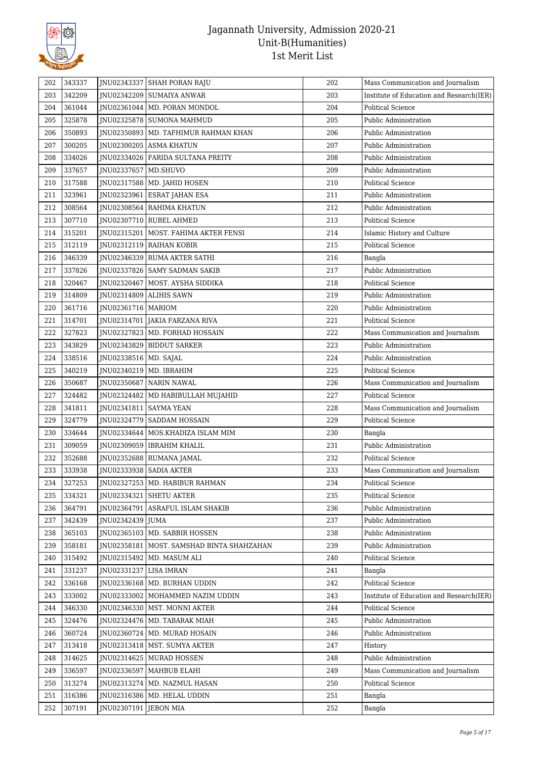| 202 | 343337 | JNU02343337 | SHAH PORAN RAJU | 202 | Mass Communication and Journalism |
|---|---|---|---|---|---|
| 203 | 342209 | JNU02342209 | SUMAIYA ANWAR | 203 | Institute of Education and Research(IER) |
| 204 | 361044 | JNU02361044 | MD. PORAN MONDOL | 204 | Political Science |
| 205 | 325878 | JNU02325878 | SUMONA MAHMUD | 205 | Public Administration |
| 206 | 350893 | JNU02350893 | MD. TAFHIMUR RAHMAN KHAN | 206 | Public Administration |
| 207 | 300205 | JNU02300205 | ASMA KHATUN | 207 | Public Administration |
| 208 | 334026 | JNU02334026 | FARIDA SULTANA PREITY | 208 | Public Administration |
| 209 | 337657 | JNU02337657 | MD.SHUVO | 209 | Public Administration |
| 210 | 317588 | JNU02317588 | MD. JAHID HOSEN | 210 | Political Science |
| 211 | 323961 | JNU02323961 | ESRAT JAHAN ESA | 211 | Public Administration |
| 212 | 308564 | JNU02308564 | RAHIMA KHATUN | 212 | Public Administration |
| 213 | 307710 | JNU02307710 | RUBEL AHMED | 213 | Political Science |
| 214 | 315201 | JNU02315201 | MOST. FAHIMA AKTER FENSI | 214 | Islamic History and Culture |
| 215 | 312119 | JNU02312119 | RAIHAN KOBIR | 215 | Political Science |
| 216 | 346339 | JNU02346339 | RUMA AKTER SATHI | 216 | Bangla |
| 217 | 337826 | JNU02337826 | SAMY SADMAN SAKIB | 217 | Public Administration |
| 218 | 320467 | JNU02320467 | MOST. AYSHA SIDDIKA | 218 | Political Science |
| 219 | 314809 | JNU02314809 | ALIHIS SAWN | 219 | Public Administration |
| 220 | 361716 | JNU02361716 | MARIOM | 220 | Public Administration |
| 221 | 314701 | JNU02314701 | JAKIA FARZANA RIVA | 221 | Political Science |
| 222 | 327823 | JNU02327823 | MD. FORHAD HOSSAIN | 222 | Mass Communication and Journalism |
| 223 | 343829 | JNU02343829 | BIDDUT SARKER | 223 | Public Administration |
| 224 | 338516 | JNU02338516 | MD. SAJAL | 224 | Public Administration |
| 225 | 340219 | JNU02340219 | MD. IBRAHIM | 225 | Political Science |
| 226 | 350687 | JNU02350687 | NARIN NAWAL | 226 | Mass Communication and Journalism |
| 227 | 324482 | JNU02324482 | MD HABIBULLAH MUJAHID | 227 | Political Science |
| 228 | 341811 | JNU02341811 | SAYMA YEAN | 228 | Mass Communication and Journalism |
| 229 | 324779 | JNU02324779 | SADDAM HOSSAIN | 229 | Political Science |
| 230 | 334644 | JNU02334644 | MOS.KHADIZA ISLAM MIM | 230 | Bangla |
| 231 | 309059 | JNU02309059 | IBRAHIM KHALIL | 231 | Public Administration |
| 232 | 352688 | JNU02352688 | RUMANA JAMAL | 232 | Political Science |
| 233 | 333938 | JNU02333938 | SADIA AKTER | 233 | Mass Communication and Journalism |
| 234 | 327253 | JNU02327253 | MD. HABIBUR RAHMAN | 234 | Political Science |
| 235 | 334321 | JNU02334321 | SHETU AKTER | 235 | Political Science |
| 236 | 364791 | JNU02364791 | ASRAFUL ISLAM SHAKIB | 236 | Public Administration |
| 237 | 342439 | JNU02342439 | JUMA | 237 | Public Administration |
| 238 | 365103 | JNU02365103 | MD. SABBIR HOSSEN | 238 | Public Administration |
| 239 | 358181 | JNU02358181 | MOST. SAMSHAD BINTA SHAHZAHAN | 239 | Public Administration |
| 240 | 315492 | JNU02315492 | MD. MASUM ALI | 240 | Political Science |
| 241 | 331237 | JNU02331237 | LISA IMRAN | 241 | Bangla |
| 242 | 336168 | JNU02336168 | MD. BURHAN UDDIN | 242 | Political Science |
| 243 | 333002 | JNU02333002 | MOHAMMED NAZIM UDDIN | 243 | Institute of Education and Research(IER) |
| 244 | 346330 | JNU02346330 | MST. MONNI AKTER | 244 | Political Science |
| 245 | 324476 | JNU02324476 | MD. TABARAK MIAH | 245 | Public Administration |
| 246 | 360724 | JNU02360724 | MD. MURAD HOSAIN | 246 | Public Administration |
| 247 | 313418 | JNU02313418 | MST. SUMYA AKTER | 247 | History |
| 248 | 314625 | JNU02314625 | MURAD HOSSEN | 248 | Public Administration |
| 249 | 336597 | JNU02336597 | MAHBUB ELAHI | 249 | Mass Communication and Journalism |
| 250 | 313274 | JNU02313274 | MD. NAZMUL HASAN | 250 | Political Science |
| 251 | 316386 | JNU02316386 | MD. HELAL UDDIN | 251 | Bangla |
| 252 | 307191 | JNU02307191 | JEBON MIA | 252 | Bangla |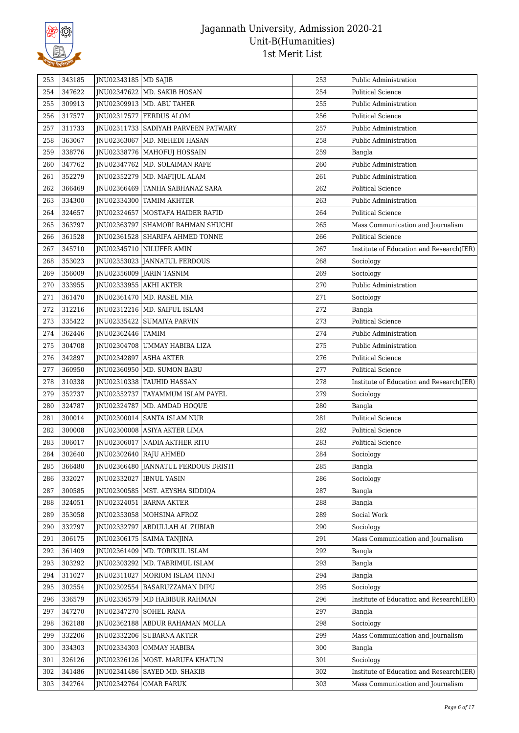| 253 | 343185 | JNU02343185 | MD SAJIB | 253 | Public Administration |
|---|---|---|---|---|---|
| 254 | 347622 | JNU02347622 | MD. SAKIB HOSAN | 254 | Political Science |
| 255 | 309913 | JNU02309913 | MD. ABU TAHER | 255 | Public Administration |
| 256 | 317577 | JNU02317577 | FERDUS ALOM | 256 | Political Science |
| 257 | 311733 | JNU02311733 | SADIYAH PARVEEN PATWARY | 257 | Public Administration |
| 258 | 363067 | JNU02363067 | MD. MEHEDI HASAN | 258 | Public Administration |
| 259 | 338776 | JNU02338776 | MAHOFUJ HOSSAIN | 259 | Bangla |
| 260 | 347762 | JNU02347762 | MD. SOLAIMAN RAFE | 260 | Public Administration |
| 261 | 352279 | JNU02352279 | MD. MAFIJUL ALAM | 261 | Public Administration |
| 262 | 366469 | JNU02366469 | TANHA SABHANAZ SARA | 262 | Political Science |
| 263 | 334300 | JNU02334300 | TAMIM AKHTER | 263 | Public Administration |
| 264 | 324657 | JNU02324657 | MOSTAFA HAIDER RAFID | 264 | Political Science |
| 265 | 363797 | JNU02363797 | SHAMORI RAHMAN SHUCHI | 265 | Mass Communication and Journalism |
| 266 | 361528 | JNU02361528 | SHARIFA AHMED TONNE | 266 | Political Science |
| 267 | 345710 | JNU02345710 | NILUFER AMIN | 267 | Institute of Education and Research(IER) |
| 268 | 353023 | JNU02353023 | JANNATUL FERDOUS | 268 | Sociology |
| 269 | 356009 | JNU02356009 | JARIN TASNIM | 269 | Sociology |
| 270 | 333955 | JNU02333955 | AKHI AKTER | 270 | Public Administration |
| 271 | 361470 | JNU02361470 | MD. RASEL MIA | 271 | Sociology |
| 272 | 312216 | JNU02312216 | MD. SAIFUL ISLAM | 272 | Bangla |
| 273 | 335422 | JNU02335422 | SUMAIYA PARVIN | 273 | Political Science |
| 274 | 362446 | JNU02362446 | TAMIM | 274 | Public Administration |
| 275 | 304708 | JNU02304708 | UMMAY HABIBA LIZA | 275 | Public Administration |
| 276 | 342897 | JNU02342897 | ASHA AKTER | 276 | Political Science |
| 277 | 360950 | JNU02360950 | MD. SUMON BABU | 277 | Political Science |
| 278 | 310338 | JNU02310338 | TAUHID HASSAN | 278 | Institute of Education and Research(IER) |
| 279 | 352737 | JNU02352737 | TAYAMMUM ISLAM PAYEL | 279 | Sociology |
| 280 | 324787 | JNU02324787 | MD. AMDAD HOQUE | 280 | Bangla |
| 281 | 300014 | JNU02300014 | SANTA ISLAM NUR | 281 | Political Science |
| 282 | 300008 | JNU02300008 | ASIYA AKTER LIMA | 282 | Political Science |
| 283 | 306017 | JNU02306017 | NADIA AKTHER RITU | 283 | Political Science |
| 284 | 302640 | JNU02302640 | RAJU AHMED | 284 | Sociology |
| 285 | 366480 | JNU02366480 | JANNATUL FERDOUS DRISTI | 285 | Bangla |
| 286 | 332027 | JNU02332027 | IBNUL YASIN | 286 | Sociology |
| 287 | 300585 | JNU02300585 | MST. AEYSHA SIDDIQA | 287 | Bangla |
| 288 | 324051 | JNU02324051 | BARNA AKTER | 288 | Bangla |
| 289 | 353058 | JNU02353058 | MOHSINA AFROZ | 289 | Social Work |
| 290 | 332797 | JNU02332797 | ABDULLAH AL ZUBIAR | 290 | Sociology |
| 291 | 306175 | JNU02306175 | SAIMA TANJINA | 291 | Mass Communication and Journalism |
| 292 | 361409 | JNU02361409 | MD. TORIKUL ISLAM | 292 | Bangla |
| 293 | 303292 | JNU02303292 | MD. TABRIMUL ISLAM | 293 | Bangla |
| 294 | 311027 | JNU02311027 | MORIOM ISLAM TINNI | 294 | Bangla |
| 295 | 302554 | JNU02302554 | BASARUZZAMAN DIPU | 295 | Sociology |
| 296 | 336579 | JNU02336579 | MD HABIBUR RAHMAN | 296 | Institute of Education and Research(IER) |
| 297 | 347270 | JNU02347270 | SOHEL RANA | 297 | Bangla |
| 298 | 362188 | JNU02362188 | ABDUR RAHAMAN MOLLA | 298 | Sociology |
| 299 | 332206 | JNU02332206 | SUBARNA AKTER | 299 | Mass Communication and Journalism |
| 300 | 334303 | JNU02334303 | OMMAY HABIBA | 300 | Bangla |
| 301 | 326126 | JNU02326126 | MOST. MARUFA KHATUN | 301 | Sociology |
| 302 | 341486 | JNU02341486 | SAYED MD. SHAKIB | 302 | Institute of Education and Research(IER) |
| 303 | 342764 | JNU02342764 | OMAR FARUK | 303 | Mass Communication and Journalism |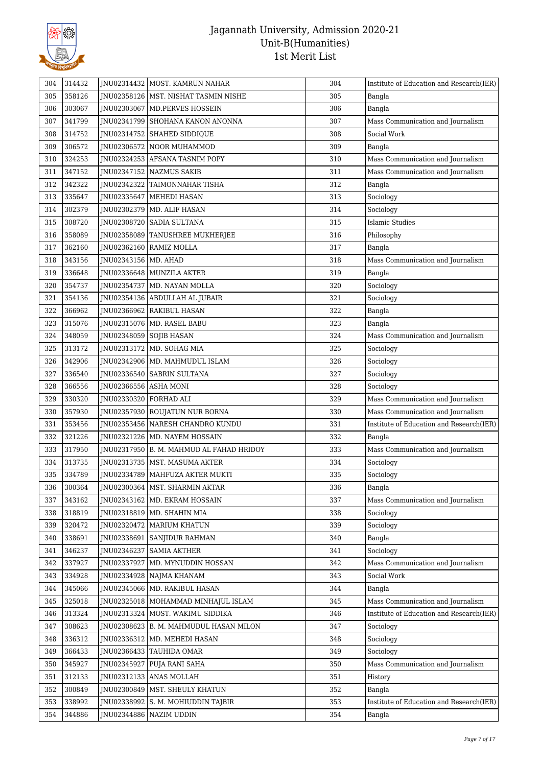# Jagannath University, Admission 2020-21
## Unit-B(Humanities)
## 1st Merit List

| | | | | | |
|---|---|---|---|---|---|
| 304 | 314432 | JNU02314432 | MOST. KAMRUN NAHAR | 304 | Institute of Education and Research(IER) |
| 305 | 358126 | JNU02358126 | MST. NISHAT TASMIN NISHE | 305 | Bangla |
| 306 | 303067 | JNU02303067 | MD.PERVES HOSSEIN | 306 | Bangla |
| 307 | 341799 | JNU02341799 | SHOHANA KANON ANONNA | 307 | Mass Communication and Journalism |
| 308 | 314752 | JNU02314752 | SHAHED SIDDIQUE | 308 | Social Work |
| 309 | 306572 | JNU02306572 | NOOR MUHAMMOD | 309 | Bangla |
| 310 | 324253 | JNU02324253 | AFSANA TASNIM POPY | 310 | Mass Communication and Journalism |
| 311 | 347152 | JNU02347152 | NAZMUS SAKIB | 311 | Mass Communication and Journalism |
| 312 | 342322 | JNU02342322 | TAIMONNAHAR TISHA | 312 | Bangla |
| 313 | 335647 | JNU02335647 | MEHEDI HASAN | 313 | Sociology |
| 314 | 302379 | JNU02302379 | MD. ALIF HASAN | 314 | Sociology |
| 315 | 308720 | JNU02308720 | SADIA SULTANA | 315 | Islamic Studies |
| 316 | 358089 | JNU02358089 | TANUSHREE MUKHERJEE | 316 | Philosophy |
| 317 | 362160 | JNU02362160 | RAMIZ MOLLA | 317 | Bangla |
| 318 | 343156 | JNU02343156 | MD. AHAD | 318 | Mass Communication and Journalism |
| 319 | 336648 | JNU02336648 | MUNZILA AKTER | 319 | Bangla |
| 320 | 354737 | JNU02354737 | MD. NAYAN MOLLA | 320 | Sociology |
| 321 | 354136 | JNU02354136 | ABDULLAH AL JUBAIR | 321 | Sociology |
| 322 | 366962 | JNU02366962 | RAKIBUL HASAN | 322 | Bangla |
| 323 | 315076 | JNU02315076 | MD. RASEL BABU | 323 | Bangla |
| 324 | 348059 | JNU02348059 | SOJIB HASAN | 324 | Mass Communication and Journalism |
| 325 | 313172 | JNU02313172 | MD. SOHAG MIA | 325 | Sociology |
| 326 | 342906 | JNU02342906 | MD. MAHMUDUL ISLAM | 326 | Sociology |
| 327 | 336540 | JNU02336540 | SABRIN SULTANA | 327 | Sociology |
| 328 | 366556 | JNU02366556 | ASHA MONI | 328 | Sociology |
| 329 | 330320 | JNU02330320 | FORHAD ALI | 329 | Mass Communication and Journalism |
| 330 | 357930 | JNU02357930 | ROUJATUN NUR BORNA | 330 | Mass Communication and Journalism |
| 331 | 353456 | JNU02353456 | NARESH CHANDRO KUNDU | 331 | Institute of Education and Research(IER) |
| 332 | 321226 | JNU02321226 | MD. NAYEM HOSSAIN | 332 | Bangla |
| 333 | 317950 | JNU02317950 | B. M. MAHMUD AL FAHAD HRIDOY | 333 | Mass Communication and Journalism |
| 334 | 313735 | JNU02313735 | MST. MASUMA AKTER | 334 | Sociology |
| 335 | 334789 | JNU02334789 | MAHFUZA AKTER MUKTI | 335 | Sociology |
| 336 | 300364 | JNU02300364 | MST. SHARMIN AKTAR | 336 | Bangla |
| 337 | 343162 | JNU02343162 | MD. EKRAM HOSSAIN | 337 | Mass Communication and Journalism |
| 338 | 318819 | JNU02318819 | MD. SHAHIN MIA | 338 | Sociology |
| 339 | 320472 | JNU02320472 | MARIUM KHATUN | 339 | Sociology |
| 340 | 338691 | JNU02338691 | SANJIDUR RAHMAN | 340 | Bangla |
| 341 | 346237 | JNU02346237 | SAMIA AKTHER | 341 | Sociology |
| 342 | 337927 | JNU02337927 | MD. MYNUDDIN HOSSAN | 342 | Mass Communication and Journalism |
| 343 | 334928 | JNU02334928 | NAJMA KHANAM | 343 | Social Work |
| 344 | 345066 | JNU02345066 | MD. RAKIBUL HASAN | 344 | Bangla |
| 345 | 325018 | JNU02325018 | MOHAMMAD MINHAJUL ISLAM | 345 | Mass Communication and Journalism |
| 346 | 313324 | JNU02313324 | MOST. WAKIMU SIDDIKA | 346 | Institute of Education and Research(IER) |
| 347 | 308623 | JNU02308623 | B. M. MAHMUDUL HASAN MILON | 347 | Sociology |
| 348 | 336312 | JNU02336312 | MD. MEHEDI HASAN | 348 | Sociology |
| 349 | 366433 | JNU02366433 | TAUHIDA OMAR | 349 | Sociology |
| 350 | 345927 | JNU02345927 | PUJA RANI SAHA | 350 | Mass Communication and Journalism |
| 351 | 312133 | JNU02312133 | ANAS MOLLAH | 351 | History |
| 352 | 300849 | JNU02300849 | MST. SHEULY KHATUN | 352 | Bangla |
| 353 | 338992 | JNU02338992 | S. M. MOHIUDDIN TAJBIR | 353 | Institute of Education and Research(IER) |
| 354 | 344886 | JNU02344886 | NAZIM UDDIN | 354 | Bangla |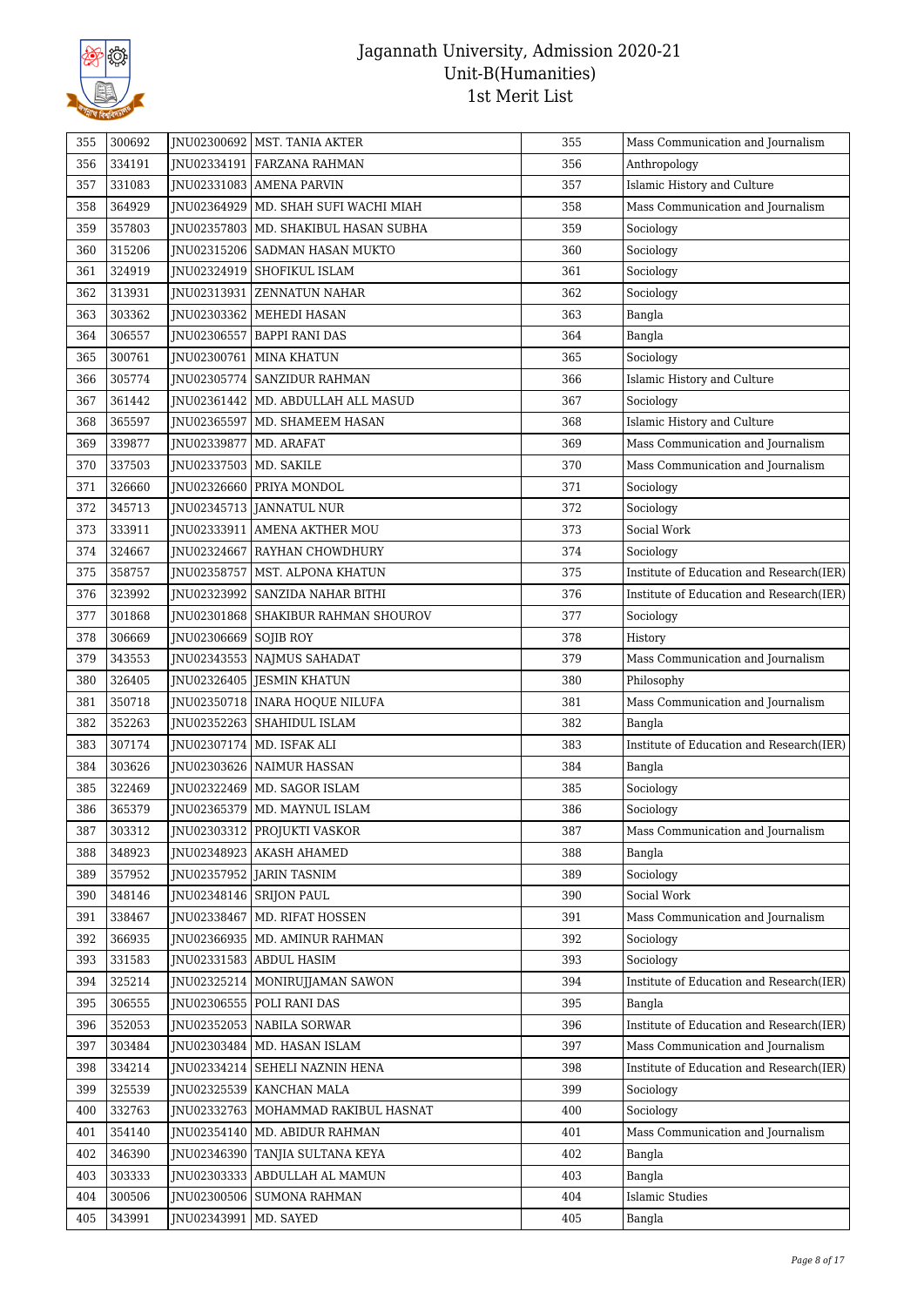# Jagannath University, Admission 2020-21
## Unit-B(Humanities)
## 1st Merit List

| | | | | | |
|---|---|---|---|---|---|
| 355 | 300692 | JNU02300692 | MST. TANIA AKTER | 355 | Mass Communication and Journalism |
| 356 | 334191 | JNU02334191 | FARZANA RAHMAN | 356 | Anthropology |
| 357 | 331083 | JNU02331083 | AMENA PARVIN | 357 | Islamic History and Culture |
| 358 | 364929 | JNU02364929 | MD. SHAH SUFI WACHI MIAH | 358 | Mass Communication and Journalism |
| 359 | 357803 | JNU02357803 | MD. SHAKIBUL HASAN SUBHA | 359 | Sociology |
| 360 | 315206 | JNU02315206 | SADMAN HASAN MUKTO | 360 | Sociology |
| 361 | 324919 | JNU02324919 | SHOFIKUL ISLAM | 361 | Sociology |
| 362 | 313931 | JNU02313931 | ZENNATUN NAHAR | 362 | Sociology |
| 363 | 303362 | JNU02303362 | MEHEDI HASAN | 363 | Bangla |
| 364 | 306557 | JNU02306557 | BAPPI RANI DAS | 364 | Bangla |
| 365 | 300761 | JNU02300761 | MINA KHATUN | 365 | Sociology |
| 366 | 305774 | JNU02305774 | SANZIDUR RAHMAN | 366 | Islamic History and Culture |
| 367 | 361442 | JNU02361442 | MD. ABDULLAH ALL MASUD | 367 | Sociology |
| 368 | 365597 | JNU02365597 | MD. SHAMEEM HASAN | 368 | Islamic History and Culture |
| 369 | 339877 | JNU02339877 | MD. ARAFAT | 369 | Mass Communication and Journalism |
| 370 | 337503 | JNU02337503 | MD. SAKILE | 370 | Mass Communication and Journalism |
| 371 | 326660 | JNU02326660 | PRIYA MONDOL | 371 | Sociology |
| 372 | 345713 | JNU02345713 | JANNATUL NUR | 372 | Sociology |
| 373 | 333911 | JNU02333911 | AMENA AKTHER MOU | 373 | Social Work |
| 374 | 324667 | JNU02324667 | RAYHAN CHOWDHURY | 374 | Sociology |
| 375 | 358757 | JNU02358757 | MST. ALPONA KHATUN | 375 | Institute of Education and Research(IER) |
| 376 | 323992 | JNU02323992 | SANZIDA NAHAR BITHI | 376 | Institute of Education and Research(IER) |
| 377 | 301868 | JNU02301868 | SHAKIBUR RAHMAN SHOUROV | 377 | Sociology |
| 378 | 306669 | JNU02306669 | SOJIB ROY | 378 | History |
| 379 | 343553 | JNU02343553 | NAJMUS SAHADAT | 379 | Mass Communication and Journalism |
| 380 | 326405 | JNU02326405 | JESMIN KHATUN | 380 | Philosophy |
| 381 | 350718 | JNU02350718 | INARA HOQUE NILUFA | 381 | Mass Communication and Journalism |
| 382 | 352263 | JNU02352263 | SHAHIDUL ISLAM | 382 | Bangla |
| 383 | 307174 | JNU02307174 | MD. ISFAK ALI | 383 | Institute of Education and Research(IER) |
| 384 | 303626 | JNU02303626 | NAIMUR HASSAN | 384 | Bangla |
| 385 | 322469 | JNU02322469 | MD. SAGOR ISLAM | 385 | Sociology |
| 386 | 365379 | JNU02365379 | MD. MAYNUL ISLAM | 386 | Sociology |
| 387 | 303312 | JNU02303312 | PROJUKTI VASKOR | 387 | Mass Communication and Journalism |
| 388 | 348923 | JNU02348923 | AKASH AHAMED | 388 | Bangla |
| 389 | 357952 | JNU02357952 | JARIN TASNIM | 389 | Sociology |
| 390 | 348146 | JNU02348146 | SRIJON PAUL | 390 | Social Work |
| 391 | 338467 | JNU02338467 | MD. RIFAT HOSSEN | 391 | Mass Communication and Journalism |
| 392 | 366935 | JNU02366935 | MD. AMINUR RAHMAN | 392 | Sociology |
| 393 | 331583 | JNU02331583 | ABDUL HASIM | 393 | Sociology |
| 394 | 325214 | JNU02325214 | MONIRUJJAMAN SAWON | 394 | Institute of Education and Research(IER) |
| 395 | 306555 | JNU02306555 | POLI RANI DAS | 395 | Bangla |
| 396 | 352053 | JNU02352053 | NABILA SORWAR | 396 | Institute of Education and Research(IER) |
| 397 | 303484 | JNU02303484 | MD. HASAN ISLAM | 397 | Mass Communication and Journalism |
| 398 | 334214 | JNU02334214 | SEHELI NAZNIN HENA | 398 | Institute of Education and Research(IER) |
| 399 | 325539 | JNU02325539 | KANCHAN MALA | 399 | Sociology |
| 400 | 332763 | JNU02332763 | MOHAMMAD RAKIBUL HASNAT | 400 | Sociology |
| 401 | 354140 | JNU02354140 | MD. ABIDUR RAHMAN | 401 | Mass Communication and Journalism |
| 402 | 346390 | JNU02346390 | TANJIA SULTANA KEYA | 402 | Bangla |
| 403 | 303333 | JNU02303333 | ABDULLAH AL MAMUN | 403 | Bangla |
| 404 | 300506 | JNU02300506 | SUMONA RAHMAN | 404 | Islamic Studies |
| 405 | 343991 | JNU02343991 | MD. SAYED | 405 | Bangla |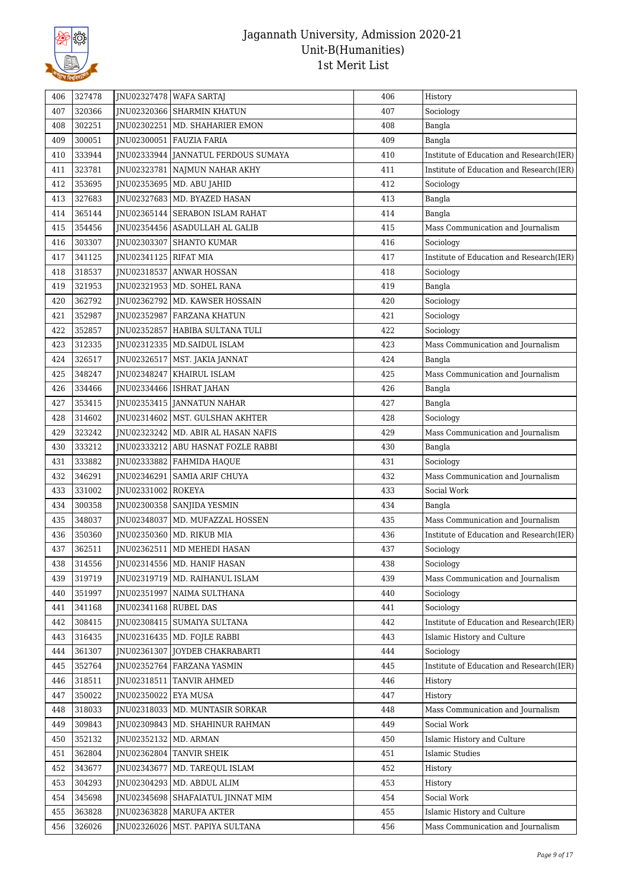# Jagannath University, Admission 2020-21
## Unit-B(Humanities)
## 1st Merit List

| | | | | | |
|---|---|---|---|---|---|
| 406 | 327478 | JNU02327478 | WAFA SARTAJ | 406 | History |
| 407 | 320366 | JNU02320366 | SHARMIN KHATUN | 407 | Sociology |
| 408 | 302251 | JNU02302251 | MD. SHAHARIER EMON | 408 | Bangla |
| 409 | 300051 | JNU02300051 | FAUZIA FARIA | 409 | Bangla |
| 410 | 333944 | JNU02333944 | JANNATUL FERDOUS SUMAYA | 410 | Institute of Education and Research(IER) |
| 411 | 323781 | JNU02323781 | NAJMUN NAHAR AKHY | 411 | Institute of Education and Research(IER) |
| 412 | 353695 | JNU02353695 | MD. ABU JAHID | 412 | Sociology |
| 413 | 327683 | JNU02327683 | MD. BYAZED HASAN | 413 | Bangla |
| 414 | 365144 | JNU02365144 | SERABON ISLAM RAHAT | 414 | Bangla |
| 415 | 354456 | JNU02354456 | ASADULLAH AL GALIB | 415 | Mass Communication and Journalism |
| 416 | 303307 | JNU02303307 | SHANTO KUMAR | 416 | Sociology |
| 417 | 341125 | JNU02341125 | RIFAT MIA | 417 | Institute of Education and Research(IER) |
| 418 | 318537 | JNU02318537 | ANWAR HOSSAN | 418 | Sociology |
| 419 | 321953 | JNU02321953 | MD. SOHEL RANA | 419 | Bangla |
| 420 | 362792 | JNU02362792 | MD. KAWSER HOSSAIN | 420 | Sociology |
| 421 | 352987 | JNU02352987 | FARZANA KHATUN | 421 | Sociology |
| 422 | 352857 | JNU02352857 | HABIBA SULTANA TULI | 422 | Sociology |
| 423 | 312335 | JNU02312335 | MD.SAIDUL ISLAM | 423 | Mass Communication and Journalism |
| 424 | 326517 | JNU02326517 | MST. JAKIA JANNAT | 424 | Bangla |
| 425 | 348247 | JNU02348247 | KHAIRUL ISLAM | 425 | Mass Communication and Journalism |
| 426 | 334466 | JNU02334466 | ISHRAT JAHAN | 426 | Bangla |
| 427 | 353415 | JNU02353415 | JANNATUN NAHAR | 427 | Bangla |
| 428 | 314602 | JNU02314602 | MST. GULSHAN AKHTER | 428 | Sociology |
| 429 | 323242 | JNU02323242 | MD. ABIR AL HASAN NAFIS | 429 | Mass Communication and Journalism |
| 430 | 333212 | JNU02333212 | ABU HASNAT FOZLE RABBI | 430 | Bangla |
| 431 | 333882 | JNU02333882 | FAHMIDA HAQUE | 431 | Sociology |
| 432 | 346291 | JNU02346291 | SAMIA ARIF CHUYA | 432 | Mass Communication and Journalism |
| 433 | 331002 | JNU02331002 | ROKEYA | 433 | Social Work |
| 434 | 300358 | JNU02300358 | SANJIDA YESMIN | 434 | Bangla |
| 435 | 348037 | JNU02348037 | MD. MUFAZZAL HOSSEN | 435 | Mass Communication and Journalism |
| 436 | 350360 | JNU02350360 | MD. RIKUB MIA | 436 | Institute of Education and Research(IER) |
| 437 | 362511 | JNU02362511 | MD MEHEDI HASAN | 437 | Sociology |
| 438 | 314556 | JNU02314556 | MD. HANIF HASAN | 438 | Sociology |
| 439 | 319719 | JNU02319719 | MD. RAIHANUL ISLAM | 439 | Mass Communication and Journalism |
| 440 | 351997 | JNU02351997 | NAIMA SULTHANA | 440 | Sociology |
| 441 | 341168 | JNU02341168 | RUBEL DAS | 441 | Sociology |
| 442 | 308415 | JNU02308415 | SUMAIYA SULTANA | 442 | Institute of Education and Research(IER) |
| 443 | 316435 | JNU02316435 | MD. FOJLE RABBI | 443 | Islamic History and Culture |
| 444 | 361307 | JNU02361307 | JOYDEB CHAKRABARTI | 444 | Sociology |
| 445 | 352764 | JNU02352764 | FARZANA YASMIN | 445 | Institute of Education and Research(IER) |
| 446 | 318511 | JNU02318511 | TANVIR AHMED | 446 | History |
| 447 | 350022 | JNU02350022 | EYA MUSA | 447 | History |
| 448 | 318033 | JNU02318033 | MD. MUNTASIR SORKAR | 448 | Mass Communication and Journalism |
| 449 | 309843 | JNU02309843 | MD. SHAHINUR RAHMAN | 449 | Social Work |
| 450 | 352132 | JNU02352132 | MD. ARMAN | 450 | Islamic History and Culture |
| 451 | 362804 | JNU02362804 | TANVIR SHEIK | 451 | Islamic Studies |
| 452 | 343677 | JNU02343677 | MD. TAREQUL ISLAM | 452 | History |
| 453 | 304293 | JNU02304293 | MD. ABDUL ALIM | 453 | History |
| 454 | 345698 | JNU02345698 | SHAFAIATUL JINNAT MIM | 454 | Social Work |
| 455 | 363828 | JNU02363828 | MARUFA AKTER | 455 | Islamic History and Culture |
| 456 | 326026 | JNU02326026 | MST. PAPIYA SULTANA | 456 | Mass Communication and Journalism |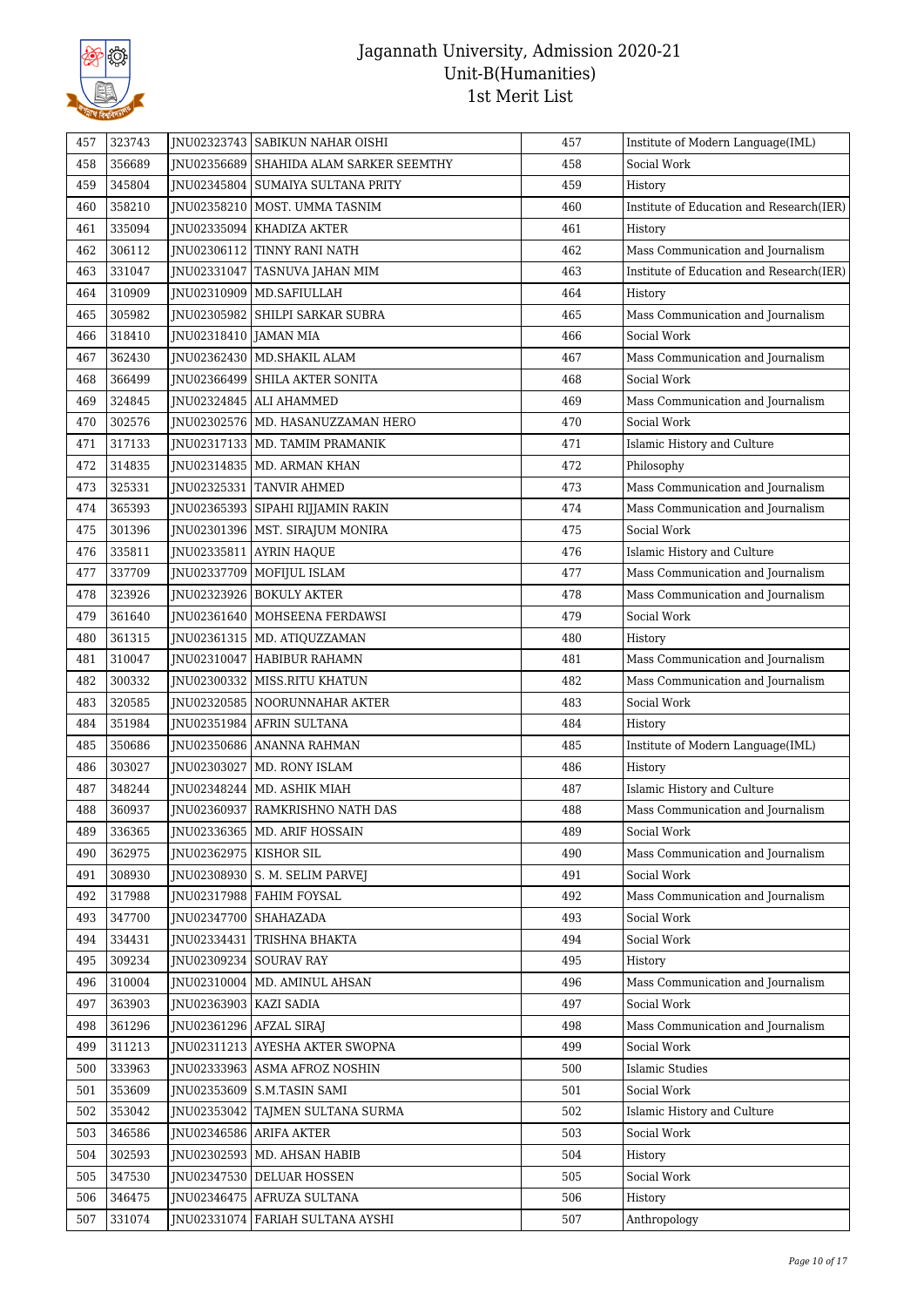# Jagannath University, Admission 2020-21
## Unit-B(Humanities)
## 1st Merit List

| 457 | 323743 | JNU02323743 | SABIKUN NAHAR OISHI | 457 | Institute of Modern Language(IML) |
|---|---|---|---|---|---|
| 458 | 356689 | JNU02356689 | SHAHIDA ALAM SARKER SEEMTHY | 458 | Social Work |
| 459 | 345804 | JNU02345804 | SUMAIYA SULTANA PRITY | 459 | History |
| 460 | 358210 | JNU02358210 | MOST. UMMA TASNIM | 460 | Institute of Education and Research(IER) |
| 461 | 335094 | JNU02335094 | KHADIZA AKTER | 461 | History |
| 462 | 306112 | JNU02306112 | TINNY RANI NATH | 462 | Mass Communication and Journalism |
| 463 | 331047 | JNU02331047 | TASNUVA JAHAN MIM | 463 | Institute of Education and Research(IER) |
| 464 | 310909 | JNU02310909 | MD.SAFIULLAH | 464 | History |
| 465 | 305982 | JNU02305982 | SHILPI SARKAR SUBRA | 465 | Mass Communication and Journalism |
| 466 | 318410 | JNU02318410 | JAMAN MIA | 466 | Social Work |
| 467 | 362430 | JNU02362430 | MD.SHAKIL ALAM | 467 | Mass Communication and Journalism |
| 468 | 366499 | JNU02366499 | SHILA AKTER SONITA | 468 | Social Work |
| 469 | 324845 | JNU02324845 | ALI AHAMMED | 469 | Mass Communication and Journalism |
| 470 | 302576 | JNU02302576 | MD. HASANUZZAMAN HERO | 470 | Social Work |
| 471 | 317133 | JNU02317133 | MD. TAMIM PRAMANIK | 471 | Islamic History and Culture |
| 472 | 314835 | JNU02314835 | MD. ARMAN KHAN | 472 | Philosophy |
| 473 | 325331 | JNU02325331 | TANVIR AHMED | 473 | Mass Communication and Journalism |
| 474 | 365393 | JNU02365393 | SIPAHI RIJJAMIN RAKIN | 474 | Mass Communication and Journalism |
| 475 | 301396 | JNU02301396 | MST. SIRAJUM MONIRA | 475 | Social Work |
| 476 | 335811 | JNU02335811 | AYRIN HAQUE | 476 | Islamic History and Culture |
| 477 | 337709 | JNU02337709 | MOFIJUL ISLAM | 477 | Mass Communication and Journalism |
| 478 | 323926 | JNU02323926 | BOKULY AKTER | 478 | Mass Communication and Journalism |
| 479 | 361640 | JNU02361640 | MOHSEENA FERDAWSI | 479 | Social Work |
| 480 | 361315 | JNU02361315 | MD. ATIQUZZAMAN | 480 | History |
| 481 | 310047 | JNU02310047 | HABIBUR RAHAMN | 481 | Mass Communication and Journalism |
| 482 | 300332 | JNU02300332 | MISS.RITU KHATUN | 482 | Mass Communication and Journalism |
| 483 | 320585 | JNU02320585 | NOORUNNAHAR AKTER | 483 | Social Work |
| 484 | 351984 | JNU02351984 | AFRIN SULTANA | 484 | History |
| 485 | 350686 | JNU02350686 | ANANNA RAHMAN | 485 | Institute of Modern Language(IML) |
| 486 | 303027 | JNU02303027 | MD. RONY ISLAM | 486 | History |
| 487 | 348244 | JNU02348244 | MD. ASHIK MIAH | 487 | Islamic History and Culture |
| 488 | 360937 | JNU02360937 | RAMKRISHNO NATH DAS | 488 | Mass Communication and Journalism |
| 489 | 336365 | JNU02336365 | MD. ARIF HOSSAIN | 489 | Social Work |
| 490 | 362975 | JNU02362975 | KISHOR SIL | 490 | Mass Communication and Journalism |
| 491 | 308930 | JNU02308930 | S. M. SELIM PARVEJ | 491 | Social Work |
| 492 | 317988 | JNU02317988 | FAHIM FOYSAL | 492 | Mass Communication and Journalism |
| 493 | 347700 | JNU02347700 | SHAHAZADA | 493 | Social Work |
| 494 | 334431 | JNU02334431 | TRISHNA BHAKTA | 494 | Social Work |
| 495 | 309234 | JNU02309234 | SOURAV RAY | 495 | History |
| 496 | 310004 | JNU02310004 | MD. AMINUL AHSAN | 496 | Mass Communication and Journalism |
| 497 | 363903 | JNU02363903 | KAZI SADIA | 497 | Social Work |
| 498 | 361296 | JNU02361296 | AFZAL SIRAJ | 498 | Mass Communication and Journalism |
| 499 | 311213 | JNU02311213 | AYESHA AKTER SWOPNA | 499 | Social Work |
| 500 | 333963 | JNU02333963 | ASMA AFROZ NOSHIN | 500 | Islamic Studies |
| 501 | 353609 | JNU02353609 | S.M.TASIN SAMI | 501 | Social Work |
| 502 | 353042 | JNU02353042 | TAJMEN SULTANA SURMA | 502 | Islamic History and Culture |
| 503 | 346586 | JNU02346586 | ARIFA AKTER | 503 | Social Work |
| 504 | 302593 | JNU02302593 | MD. AHSAN HABIB | 504 | History |
| 505 | 347530 | JNU02347530 | DELUAR HOSSEN | 505 | Social Work |
| 506 | 346475 | JNU02346475 | AFRUZA SULTANA | 506 | History |
| 507 | 331074 | JNU02331074 | FARIAH SULTANA AYSHI | 507 | Anthropology |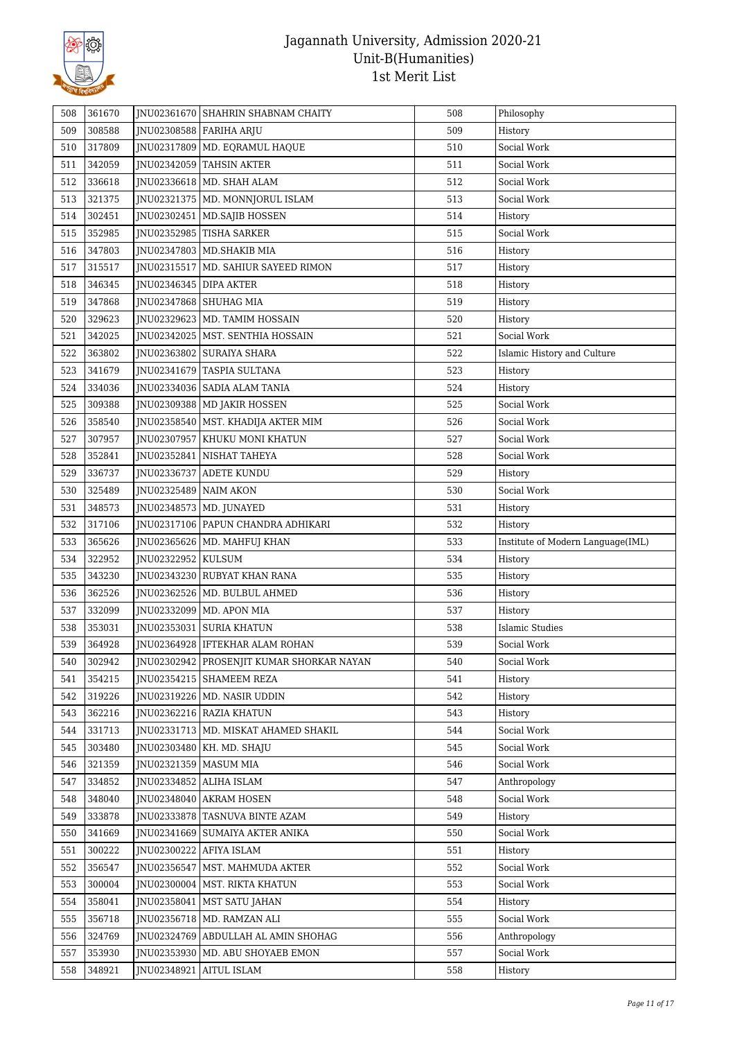| 508 | 361670 | JNU02361670 | SHAHRIN SHABNAM CHAITY | 508 | Philosophy |
|---|---|---|---|---|---|
| 509 | 308588 | JNU02308588 | FARIHA ARJU | 509 | History |
| 510 | 317809 | JNU02317809 | MD. EQRAMUL HAQUE | 510 | Social Work |
| 511 | 342059 | JNU02342059 | TAHSIN AKTER | 511 | Social Work |
| 512 | 336618 | JNU02336618 | MD. SHAH ALAM | 512 | Social Work |
| 513 | 321375 | JNU02321375 | MD. MONNJORUL ISLAM | 513 | Social Work |
| 514 | 302451 | JNU02302451 | MD.SAJIB HOSSEN | 514 | History |
| 515 | 352985 | JNU02352985 | TISHA SARKER | 515 | Social Work |
| 516 | 347803 | JNU02347803 | MD.SHAKIB MIA | 516 | History |
| 517 | 315517 | JNU02315517 | MD. SAHIUR SAYEED RIMON | 517 | History |
| 518 | 346345 | JNU02346345 | DIPA AKTER | 518 | History |
| 519 | 347868 | JNU02347868 | SHUHAG MIA | 519 | History |
| 520 | 329623 | JNU02329623 | MD. TAMIM HOSSAIN | 520 | History |
| 521 | 342025 | JNU02342025 | MST. SENTHIA HOSSAIN | 521 | Social Work |
| 522 | 363802 | JNU02363802 | SURAIYA SHARA | 522 | Islamic History and Culture |
| 523 | 341679 | JNU02341679 | TASPIA SULTANA | 523 | History |
| 524 | 334036 | JNU02334036 | SADIA ALAM TANIA | 524 | History |
| 525 | 309388 | JNU02309388 | MD JAKIR HOSSEN | 525 | Social Work |
| 526 | 358540 | JNU02358540 | MST. KHADIJA AKTER MIM | 526 | Social Work |
| 527 | 307957 | JNU02307957 | KHUKU MONI KHATUN | 527 | Social Work |
| 528 | 352841 | JNU02352841 | NISHAT TAHEYA | 528 | Social Work |
| 529 | 336737 | JNU02336737 | ADETE KUNDU | 529 | History |
| 530 | 325489 | JNU02325489 | NAIM AKON | 530 | Social Work |
| 531 | 348573 | JNU02348573 | MD. JUNAYED | 531 | History |
| 532 | 317106 | JNU02317106 | PAPUN CHANDRA ADHIKARI | 532 | History |
| 533 | 365626 | JNU02365626 | MD. MAHFUJ KHAN | 533 | Institute of Modern Language(IML) |
| 534 | 322952 | JNU02322952 | KULSUM | 534 | History |
| 535 | 343230 | JNU02343230 | RUBYAT KHAN RANA | 535 | History |
| 536 | 362526 | JNU02362526 | MD. BULBUL AHMED | 536 | History |
| 537 | 332099 | JNU02332099 | MD. APON MIA | 537 | History |
| 538 | 353031 | JNU02353031 | SURIA KHATUN | 538 | Islamic Studies |
| 539 | 364928 | JNU02364928 | IFTEKHAR ALAM ROHAN | 539 | Social Work |
| 540 | 302942 | JNU02302942 | PROSENJIT KUMAR SHORKAR NAYAN | 540 | Social Work |
| 541 | 354215 | JNU02354215 | SHAMEEM REZA | 541 | History |
| 542 | 319226 | JNU02319226 | MD. NASIR UDDIN | 542 | History |
| 543 | 362216 | JNU02362216 | RAZIA KHATUN | 543 | History |
| 544 | 331713 | JNU02331713 | MD. MISKAT AHAMED SHAKIL | 544 | Social Work |
| 545 | 303480 | JNU02303480 | KH. MD. SHAJU | 545 | Social Work |
| 546 | 321359 | JNU02321359 | MASUM MIA | 546 | Social Work |
| 547 | 334852 | JNU02334852 | ALIHA ISLAM | 547 | Anthropology |
| 548 | 348040 | JNU02348040 | AKRAM HOSEN | 548 | Social Work |
| 549 | 333878 | JNU02333878 | TASNUVA BINTE AZAM | 549 | History |
| 550 | 341669 | JNU02341669 | SUMAIYA AKTER ANIKA | 550 | Social Work |
| 551 | 300222 | JNU02300222 | AFIYA ISLAM | 551 | History |
| 552 | 356547 | JNU02356547 | MST. MAHMUDA AKTER | 552 | Social Work |
| 553 | 300004 | JNU02300004 | MST. RIKTA KHATUN | 553 | Social Work |
| 554 | 358041 | JNU02358041 | MST SATU JAHAN | 554 | History |
| 555 | 356718 | JNU02356718 | MD. RAMZAN ALI | 555 | Social Work |
| 556 | 324769 | JNU02324769 | ABDULLAH AL AMIN SHOHAG | 556 | Anthropology |
| 557 | 353930 | JNU02353930 | MD. ABU SHOYAEB EMON | 557 | Social Work |
| 558 | 348921 | JNU02348921 | AITUL ISLAM | 558 | History |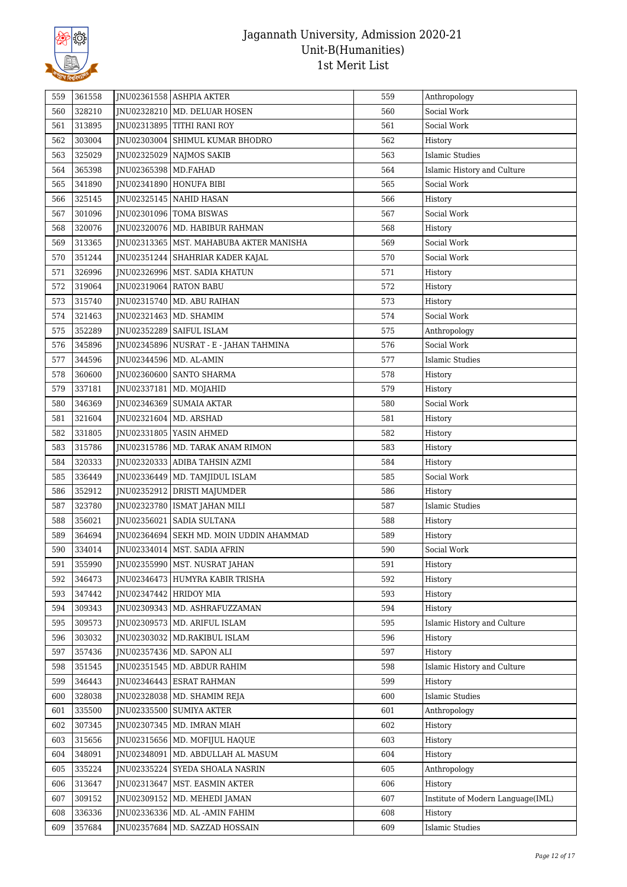# Jagannath University, Admission 2020-21
## Unit-B(Humanities)
## 1st Merit List

| 559 | 361558 | JNU02361558 | ASHPIA AKTER | 559 | Anthropology |
|---|---|---|---|---|---|
| 560 | 328210 | JNU02328210 | MD. DELUAR HOSEN | 560 | Social Work |
| 561 | 313895 | JNU02313895 | TITHI RANI ROY | 561 | Social Work |
| 562 | 303004 | JNU02303004 | SHIMUL KUMAR BHODRO | 562 | History |
| 563 | 325029 | JNU02325029 | NAJMOS SAKIB | 563 | Islamic Studies |
| 564 | 365398 | JNU02365398 | MD.FAHAD | 564 | Islamic History and Culture |
| 565 | 341890 | JNU02341890 | HONUFA BIBI | 565 | Social Work |
| 566 | 325145 | JNU02325145 | NAHID HASAN | 566 | History |
| 567 | 301096 | JNU02301096 | TOMA BISWAS | 567 | Social Work |
| 568 | 320076 | JNU02320076 | MD. HABIBUR RAHMAN | 568 | History |
| 569 | 313365 | JNU02313365 | MST. MAHABUBA AKTER MANISHA | 569 | Social Work |
| 570 | 351244 | JNU02351244 | SHAHRIAR KADER KAJAL | 570 | Social Work |
| 571 | 326996 | JNU02326996 | MST. SADIA KHATUN | 571 | History |
| 572 | 319064 | JNU02319064 | RATON BABU | 572 | History |
| 573 | 315740 | JNU02315740 | MD. ABU RAIHAN | 573 | History |
| 574 | 321463 | JNU02321463 | MD. SHAMIM | 574 | Social Work |
| 575 | 352289 | JNU02352289 | SAIFUL ISLAM | 575 | Anthropology |
| 576 | 345896 | JNU02345896 | NUSRAT - E - JAHAN TAHMINA | 576 | Social Work |
| 577 | 344596 | JNU02344596 | MD. AL-AMIN | 577 | Islamic Studies |
| 578 | 360600 | JNU02360600 | SANTO SHARMA | 578 | History |
| 579 | 337181 | JNU02337181 | MD. MOJAHID | 579 | History |
| 580 | 346369 | JNU02346369 | SUMAIA AKTAR | 580 | Social Work |
| 581 | 321604 | JNU02321604 | MD. ARSHAD | 581 | History |
| 582 | 331805 | JNU02331805 | YASIN AHMED | 582 | History |
| 583 | 315786 | JNU02315786 | MD. TARAK ANAM RIMON | 583 | History |
| 584 | 320333 | JNU02320333 | ADIBA TAHSIN AZMI | 584 | History |
| 585 | 336449 | JNU02336449 | MD. TAMJIDUL ISLAM | 585 | Social Work |
| 586 | 352912 | JNU02352912 | DRISTI MAJUMDER | 586 | History |
| 587 | 323780 | JNU02323780 | ISMAT JAHAN MILI | 587 | Islamic Studies |
| 588 | 356021 | JNU02356021 | SADIA SULTANA | 588 | History |
| 589 | 364694 | JNU02364694 | SEKH MD. MOIN UDDIN AHAMMAD | 589 | History |
| 590 | 334014 | JNU02334014 | MST. SADIA AFRIN | 590 | Social Work |
| 591 | 355990 | JNU02355990 | MST. NUSRAT JAHAN | 591 | History |
| 592 | 346473 | JNU02346473 | HUMYRA KABIR TRISHA | 592 | History |
| 593 | 347442 | JNU02347442 | HRIDOY MIA | 593 | History |
| 594 | 309343 | JNU02309343 | MD. ASHRAFUZZAMAN | 594 | History |
| 595 | 309573 | JNU02309573 | MD. ARIFUL ISLAM | 595 | Islamic History and Culture |
| 596 | 303032 | JNU02303032 | MD.RAKIBUL ISLAM | 596 | History |
| 597 | 357436 | JNU02357436 | MD. SAPON ALI | 597 | History |
| 598 | 351545 | JNU02351545 | MD. ABDUR RAHIM | 598 | Islamic History and Culture |
| 599 | 346443 | JNU02346443 | ESRAT RAHMAN | 599 | History |
| 600 | 328038 | JNU02328038 | MD. SHAMIM REJA | 600 | Islamic Studies |
| 601 | 335500 | JNU02335500 | SUMIYA AKTER | 601 | Anthropology |
| 602 | 307345 | JNU02307345 | MD. IMRAN MIAH | 602 | History |
| 603 | 315656 | JNU02315656 | MD. MOFIJUL HAQUE | 603 | History |
| 604 | 348091 | JNU02348091 | MD. ABDULLAH AL MASUM | 604 | History |
| 605 | 335224 | JNU02335224 | SYEDA SHOALA NASRIN | 605 | Anthropology |
| 606 | 313647 | JNU02313647 | MST. EASMIN AKTER | 606 | History |
| 607 | 309152 | JNU02309152 | MD. MEHEDI JAMAN | 607 | Institute of Modern Language(IML) |
| 608 | 336336 | JNU02336336 | MD. AL -AMIN FAHIM | 608 | History |
| 609 | 357684 | JNU02357684 | MD. SAZZAD HOSSAIN | 609 | Islamic Studies |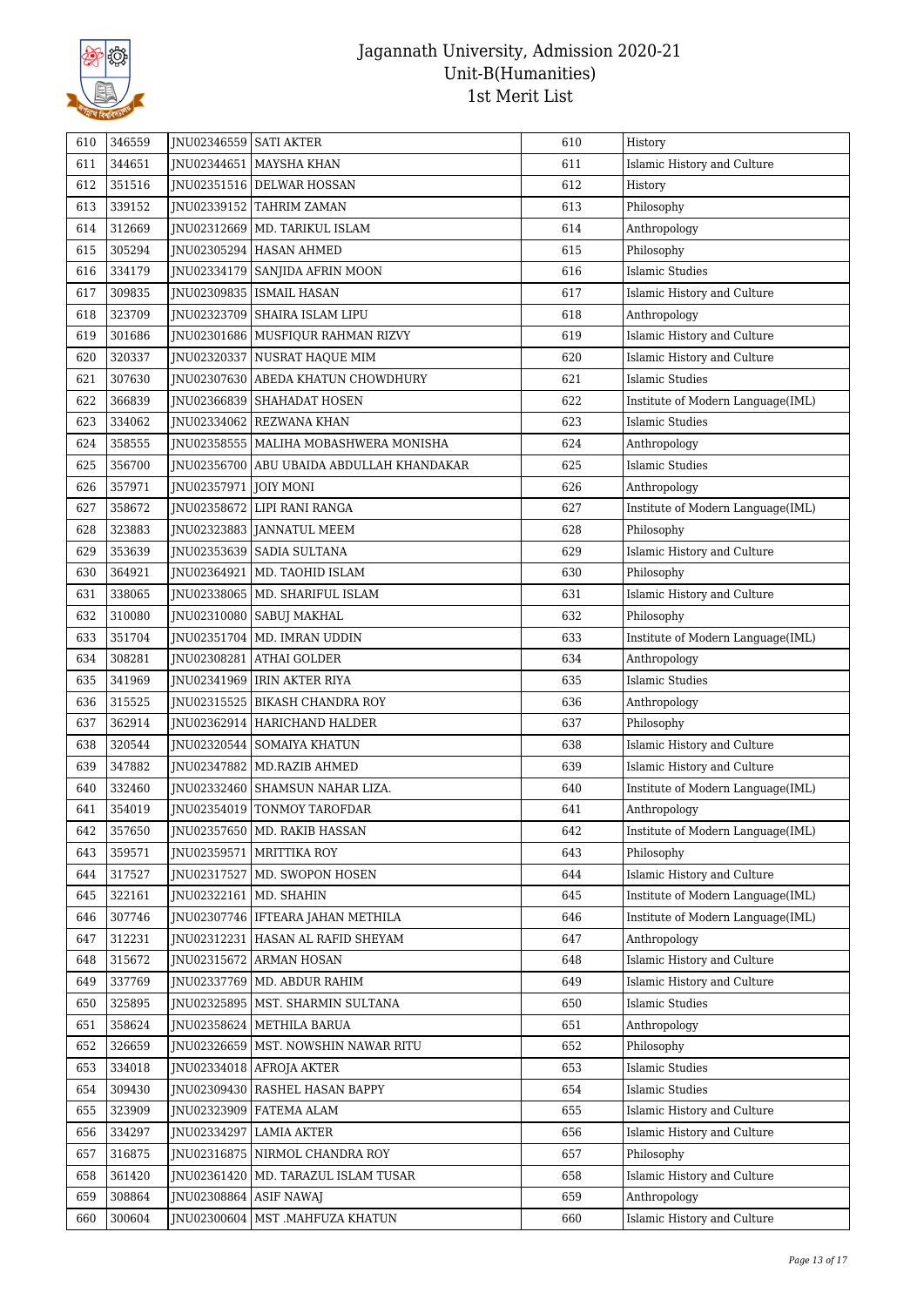# Jagannath University, Admission 2020-21
## Unit-B(Humanities)
## 1st Merit List

| | | | | | |
|---|---|---|---|---|---|
| 610 | 346559 | JNU02346559 | SATI AKTER | 610 | History |
| 611 | 344651 | JNU02344651 | MAYSHA KHAN | 611 | Islamic History and Culture |
| 612 | 351516 | JNU02351516 | DELWAR HOSSAN | 612 | History |
| 613 | 339152 | JNU02339152 | TAHRIM ZAMAN | 613 | Philosophy |
| 614 | 312669 | JNU02312669 | MD. TARIKUL ISLAM | 614 | Anthropology |
| 615 | 305294 | JNU02305294 | HASAN AHMED | 615 | Philosophy |
| 616 | 334179 | JNU02334179 | SANJIDA AFRIN MOON | 616 | Islamic Studies |
| 617 | 309835 | JNU02309835 | ISMAIL HASAN | 617 | Islamic History and Culture |
| 618 | 323709 | JNU02323709 | SHAIRA ISLAM LIPU | 618 | Anthropology |
| 619 | 301686 | JNU02301686 | MUSFIQUR RAHMAN RIZVY | 619 | Islamic History and Culture |
| 620 | 320337 | JNU02320337 | NUSRAT HAQUE MIM | 620 | Islamic History and Culture |
| 621 | 307630 | JNU02307630 | ABEDA KHATUN CHOWDHURY | 621 | Islamic Studies |
| 622 | 366839 | JNU02366839 | SHAHADAT HOSEN | 622 | Institute of Modern Language(IML) |
| 623 | 334062 | JNU02334062 | REZWANA KHAN | 623 | Islamic Studies |
| 624 | 358555 | JNU02358555 | MALIHA MOBASHWERA MONISHA | 624 | Anthropology |
| 625 | 356700 | JNU02356700 | ABU UBAIDA ABDULLAH KHANDAKAR | 625 | Islamic Studies |
| 626 | 357971 | JNU02357971 | JOIY MONI | 626 | Anthropology |
| 627 | 358672 | JNU02358672 | LIPI RANI RANGA | 627 | Institute of Modern Language(IML) |
| 628 | 323883 | JNU02323883 | JANNATUL MEEM | 628 | Philosophy |
| 629 | 353639 | JNU02353639 | SADIA SULTANA | 629 | Islamic History and Culture |
| 630 | 364921 | JNU02364921 | MD. TAOHID ISLAM | 630 | Philosophy |
| 631 | 338065 | JNU02338065 | MD. SHARIFUL ISLAM | 631 | Islamic History and Culture |
| 632 | 310080 | JNU02310080 | SABUJ MAKHAL | 632 | Philosophy |
| 633 | 351704 | JNU02351704 | MD. IMRAN UDDIN | 633 | Institute of Modern Language(IML) |
| 634 | 308281 | JNU02308281 | ATHAI GOLDER | 634 | Anthropology |
| 635 | 341969 | JNU02341969 | IRIN AKTER RIYA | 635 | Islamic Studies |
| 636 | 315525 | JNU02315525 | BIKASH CHANDRA ROY | 636 | Anthropology |
| 637 | 362914 | JNU02362914 | HARICHAND HALDER | 637 | Philosophy |
| 638 | 320544 | JNU02320544 | SOMAIYA KHATUN | 638 | Islamic History and Culture |
| 639 | 347882 | JNU02347882 | MD.RAZIB AHMED | 639 | Islamic History and Culture |
| 640 | 332460 | JNU02332460 | SHAMSUN NAHAR LIZA. | 640 | Institute of Modern Language(IML) |
| 641 | 354019 | JNU02354019 | TONMOY TAROFDAR | 641 | Anthropology |
| 642 | 357650 | JNU02357650 | MD. RAKIB HASSAN | 642 | Institute of Modern Language(IML) |
| 643 | 359571 | JNU02359571 | MRITTIKA ROY | 643 | Philosophy |
| 644 | 317527 | JNU02317527 | MD. SWOPON HOSEN | 644 | Islamic History and Culture |
| 645 | 322161 | JNU02322161 | MD. SHAHIN | 645 | Institute of Modern Language(IML) |
| 646 | 307746 | JNU02307746 | IFTEARA JAHAN METHILA | 646 | Institute of Modern Language(IML) |
| 647 | 312231 | JNU02312231 | HASAN AL RAFID SHEYAM | 647 | Anthropology |
| 648 | 315672 | JNU02315672 | ARMAN HOSAN | 648 | Islamic History and Culture |
| 649 | 337769 | JNU02337769 | MD. ABDUR RAHIM | 649 | Islamic History and Culture |
| 650 | 325895 | JNU02325895 | MST. SHARMIN SULTANA | 650 | Islamic Studies |
| 651 | 358624 | JNU02358624 | METHILA BARUA | 651 | Anthropology |
| 652 | 326659 | JNU02326659 | MST. NOWSHIN NAWAR RITU | 652 | Philosophy |
| 653 | 334018 | JNU02334018 | AFROJA AKTER | 653 | Islamic Studies |
| 654 | 309430 | JNU02309430 | RASHEL HASAN BAPPY | 654 | Islamic Studies |
| 655 | 323909 | JNU02323909 | FATEMA ALAM | 655 | Islamic History and Culture |
| 656 | 334297 | JNU02334297 | LAMIA AKTER | 656 | Islamic History and Culture |
| 657 | 316875 | JNU02316875 | NIRMOL CHANDRA ROY | 657 | Philosophy |
| 658 | 361420 | JNU02361420 | MD. TARAZUL ISLAM TUSAR | 658 | Islamic History and Culture |
| 659 | 308864 | JNU02308864 | ASIF NAWAJ | 659 | Anthropology |
| 660 | 300604 | JNU02300604 | MST .MAHFUZA KHATUN | 660 | Islamic History and Culture |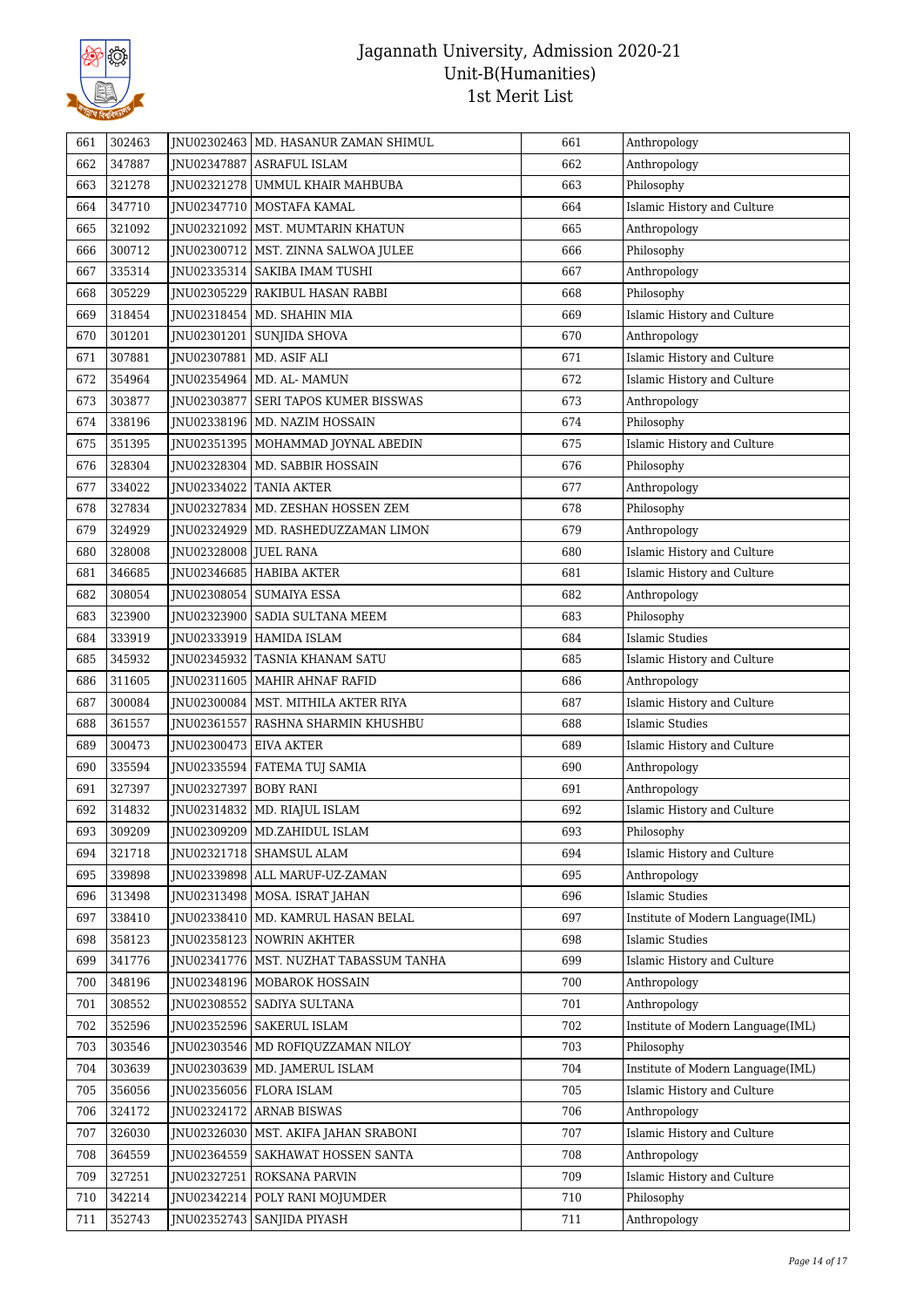# Jagannath University, Admission 2020-21
## Unit-B(Humanities)
## 1st Merit List

| | | | | | |
|---|---|---|---|---|---|
| 661 | 302463 | JNU02302463 | MD. HASANUR ZAMAN SHIMUL | 661 | Anthropology |
| 662 | 347887 | JNU02347887 | ASRAFUL ISLAM | 662 | Anthropology |
| 663 | 321278 | JNU02321278 | UMMUL KHAIR MAHBUBA | 663 | Philosophy |
| 664 | 347710 | JNU02347710 | MOSTAFA KAMAL | 664 | Islamic History and Culture |
| 665 | 321092 | JNU02321092 | MST. MUMTARIN KHATUN | 665 | Anthropology |
| 666 | 300712 | JNU02300712 | MST. ZINNA SALWOA JULEE | 666 | Philosophy |
| 667 | 335314 | JNU02335314 | SAKIBA IMAM TUSHI | 667 | Anthropology |
| 668 | 305229 | JNU02305229 | RAKIBUL HASAN RABBI | 668 | Philosophy |
| 669 | 318454 | JNU02318454 | MD. SHAHIN MIA | 669 | Islamic History and Culture |
| 670 | 301201 | JNU02301201 | SUNJIDA SHOVA | 670 | Anthropology |
| 671 | 307881 | JNU02307881 | MD. ASIF ALI | 671 | Islamic History and Culture |
| 672 | 354964 | JNU02354964 | MD. AL- MAMUN | 672 | Islamic History and Culture |
| 673 | 303877 | JNU02303877 | SERI TAPOS KUMER BISSWAS | 673 | Anthropology |
| 674 | 338196 | JNU02338196 | MD. NAZIM HOSSAIN | 674 | Philosophy |
| 675 | 351395 | JNU02351395 | MOHAMMAD JOYNAL ABEDIN | 675 | Islamic History and Culture |
| 676 | 328304 | JNU02328304 | MD. SABBIR HOSSAIN | 676 | Philosophy |
| 677 | 334022 | JNU02334022 | TANIA AKTER | 677 | Anthropology |
| 678 | 327834 | JNU02327834 | MD. ZESHAN HOSSEN ZEM | 678 | Philosophy |
| 679 | 324929 | JNU02324929 | MD. RASHEDUZZAMAN LIMON | 679 | Anthropology |
| 680 | 328008 | JNU02328008 | JUEL RANA | 680 | Islamic History and Culture |
| 681 | 346685 | JNU02346685 | HABIBA AKTER | 681 | Islamic History and Culture |
| 682 | 308054 | JNU02308054 | SUMAIYA ESSA | 682 | Anthropology |
| 683 | 323900 | JNU02323900 | SADIA SULTANA MEEM | 683 | Philosophy |
| 684 | 333919 | JNU02333919 | HAMIDA ISLAM | 684 | Islamic Studies |
| 685 | 345932 | JNU02345932 | TASNIA KHANAM SATU | 685 | Islamic History and Culture |
| 686 | 311605 | JNU02311605 | MAHIR AHNAF RAFID | 686 | Anthropology |
| 687 | 300084 | JNU02300084 | MST. MITHILA AKTER RIYA | 687 | Islamic History and Culture |
| 688 | 361557 | JNU02361557 | RASHNA SHARMIN KHUSHBU | 688 | Islamic Studies |
| 689 | 300473 | JNU02300473 | EIVA AKTER | 689 | Islamic History and Culture |
| 690 | 335594 | JNU02335594 | FATEMA TUJ SAMIA | 690 | Anthropology |
| 691 | 327397 | JNU02327397 | BOBY RANI | 691 | Anthropology |
| 692 | 314832 | JNU02314832 | MD. RIAJUL ISLAM | 692 | Islamic History and Culture |
| 693 | 309209 | JNU02309209 | MD.ZAHIDUL ISLAM | 693 | Philosophy |
| 694 | 321718 | JNU02321718 | SHAMSUL ALAM | 694 | Islamic History and Culture |
| 695 | 339898 | JNU02339898 | ALL MARUF-UZ-ZAMAN | 695 | Anthropology |
| 696 | 313498 | JNU02313498 | MOSA. ISRAT JAHAN | 696 | Islamic Studies |
| 697 | 338410 | JNU02338410 | MD. KAMRUL HASAN BELAL | 697 | Institute of Modern Language(IML) |
| 698 | 358123 | JNU02358123 | NOWRIN AKHTER | 698 | Islamic Studies |
| 699 | 341776 | JNU02341776 | MST. NUZHAT TABASSUM TANHA | 699 | Islamic History and Culture |
| 700 | 348196 | JNU02348196 | MOBAROK HOSSAIN | 700 | Anthropology |
| 701 | 308552 | JNU02308552 | SADIYA SULTANA | 701 | Anthropology |
| 702 | 352596 | JNU02352596 | SAKERUL ISLAM | 702 | Institute of Modern Language(IML) |
| 703 | 303546 | JNU02303546 | MD ROFIQUZZAMAN NILOY | 703 | Philosophy |
| 704 | 303639 | JNU02303639 | MD. JAMERUL ISLAM | 704 | Institute of Modern Language(IML) |
| 705 | 356056 | JNU02356056 | FLORA ISLAM | 705 | Islamic History and Culture |
| 706 | 324172 | JNU02324172 | ARNAB BISWAS | 706 | Anthropology |
| 707 | 326030 | JNU02326030 | MST. AKIFA JAHAN SRABONI | 707 | Islamic History and Culture |
| 708 | 364559 | JNU02364559 | SAKHAWAT HOSSEN SANTA | 708 | Anthropology |
| 709 | 327251 | JNU02327251 | ROKSANA PARVIN | 709 | Islamic History and Culture |
| 710 | 342214 | JNU02342214 | POLY RANI MOJUMDER | 710 | Philosophy |
| 711 | 352743 | JNU02352743 | SANJIDA PIYASH | 711 | Anthropology |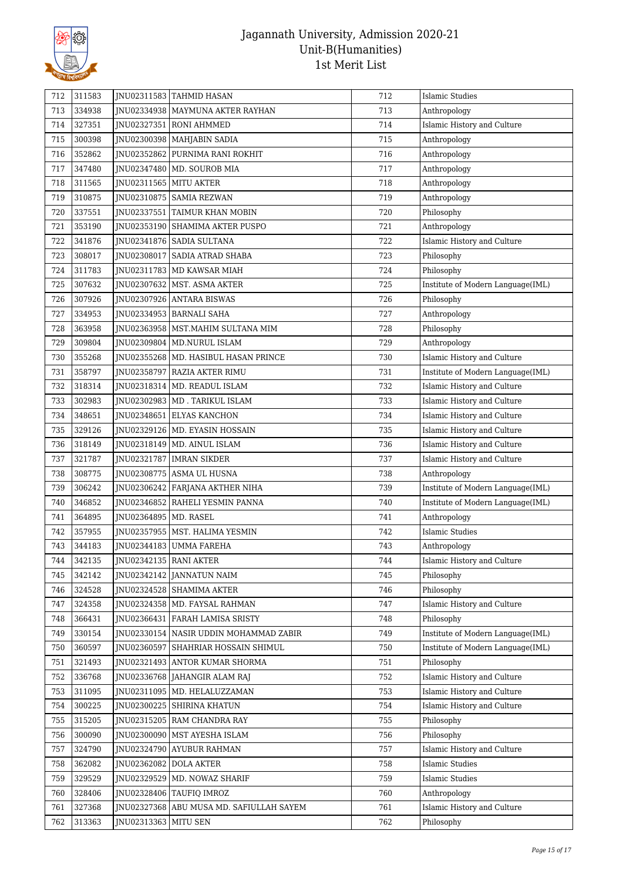# Jagannath University, Admission 2020-21
## Unit-B(Humanities)
## 1st Merit List

| | | | | | |
|---|---|---|---|---|---|
| 712 | 311583 | JNU02311583 | TAHMID HASAN | 712 | Islamic Studies |
| 713 | 334938 | JNU02334938 | MAYMUNA AKTER RAYHAN | 713 | Anthropology |
| 714 | 327351 | JNU02327351 | RONI AHMMED | 714 | Islamic History and Culture |
| 715 | 300398 | JNU02300398 | MAHJABIN SADIA | 715 | Anthropology |
| 716 | 352862 | JNU02352862 | PURNIMA RANI ROKHIT | 716 | Anthropology |
| 717 | 347480 | JNU02347480 | MD. SOUROB MIA | 717 | Anthropology |
| 718 | 311565 | JNU02311565 | MITU AKTER | 718 | Anthropology |
| 719 | 310875 | JNU02310875 | SAMIA REZWAN | 719 | Anthropology |
| 720 | 337551 | JNU02337551 | TAIMUR KHAN MOBIN | 720 | Philosophy |
| 721 | 353190 | JNU02353190 | SHAMIMA AKTER PUSPO | 721 | Anthropology |
| 722 | 341876 | JNU02341876 | SADIA SULTANA | 722 | Islamic History and Culture |
| 723 | 308017 | JNU02308017 | SADIA ATRAD SHABA | 723 | Philosophy |
| 724 | 311783 | JNU02311783 | MD KAWSAR MIAH | 724 | Philosophy |
| 725 | 307632 | JNU02307632 | MST. ASMA AKTER | 725 | Institute of Modern Language(IML) |
| 726 | 307926 | JNU02307926 | ANTARA BISWAS | 726 | Philosophy |
| 727 | 334953 | JNU02334953 | BARNALI SAHA | 727 | Anthropology |
| 728 | 363958 | JNU02363958 | MST.MAHIM SULTANA MIM | 728 | Philosophy |
| 729 | 309804 | JNU02309804 | MD.NURUL ISLAM | 729 | Anthropology |
| 730 | 355268 | JNU02355268 | MD. HASIBUL HASAN PRINCE | 730 | Islamic History and Culture |
| 731 | 358797 | JNU02358797 | RAZIA AKTER RIMU | 731 | Institute of Modern Language(IML) |
| 732 | 318314 | JNU02318314 | MD. READUL ISLAM | 732 | Islamic History and Culture |
| 733 | 302983 | JNU02302983 | MD . TARIKUL ISLAM | 733 | Islamic History and Culture |
| 734 | 348651 | JNU02348651 | ELYAS KANCHON | 734 | Islamic History and Culture |
| 735 | 329126 | JNU02329126 | MD. EYASIN HOSSAIN | 735 | Islamic History and Culture |
| 736 | 318149 | JNU02318149 | MD. AINUL ISLAM | 736 | Islamic History and Culture |
| 737 | 321787 | JNU02321787 | IMRAN SIKDER | 737 | Islamic History and Culture |
| 738 | 308775 | JNU02308775 | ASMA UL HUSNA | 738 | Anthropology |
| 739 | 306242 | JNU02306242 | FARJANA AKTHER NIHA | 739 | Institute of Modern Language(IML) |
| 740 | 346852 | JNU02346852 | RAHELI YESMIN PANNA | 740 | Institute of Modern Language(IML) |
| 741 | 364895 | JNU02364895 | MD. RASEL | 741 | Anthropology |
| 742 | 357955 | JNU02357955 | MST. HALIMA YESMIN | 742 | Islamic Studies |
| 743 | 344183 | JNU02344183 | UMMA FAREHA | 743 | Anthropology |
| 744 | 342135 | JNU02342135 | RANI AKTER | 744 | Islamic History and Culture |
| 745 | 342142 | JNU02342142 | JANNATUN NAIM | 745 | Philosophy |
| 746 | 324528 | JNU02324528 | SHAMIMA AKTER | 746 | Philosophy |
| 747 | 324358 | JNU02324358 | MD. FAYSAL RAHMAN | 747 | Islamic History and Culture |
| 748 | 366431 | JNU02366431 | FARAH LAMISA SRISTY | 748 | Philosophy |
| 749 | 330154 | JNU02330154 | NASIR UDDIN MOHAMMAD ZABIR | 749 | Institute of Modern Language(IML) |
| 750 | 360597 | JNU02360597 | SHAHRIAR HOSSAIN SHIMUL | 750 | Institute of Modern Language(IML) |
| 751 | 321493 | JNU02321493 | ANTOR KUMAR SHORMA | 751 | Philosophy |
| 752 | 336768 | JNU02336768 | JAHANGIR ALAM RAJ | 752 | Islamic History and Culture |
| 753 | 311095 | JNU02311095 | MD. HELALUZZAMAN | 753 | Islamic History and Culture |
| 754 | 300225 | JNU02300225 | SHIRINA KHATUN | 754 | Islamic History and Culture |
| 755 | 315205 | JNU02315205 | RAM CHANDRA RAY | 755 | Philosophy |
| 756 | 300090 | JNU02300090 | MST AYESHA ISLAM | 756 | Philosophy |
| 757 | 324790 | JNU02324790 | AYUBUR RAHMAN | 757 | Islamic History and Culture |
| 758 | 362082 | JNU02362082 | DOLA AKTER | 758 | Islamic Studies |
| 759 | 329529 | JNU02329529 | MD. NOWAZ SHARIF | 759 | Islamic Studies |
| 760 | 328406 | JNU02328406 | TAUFIQ IMROZ | 760 | Anthropology |
| 761 | 327368 | JNU02327368 | ABU MUSA MD. SAFIULLAH SAYEM | 761 | Islamic History and Culture |
| 762 | 313363 | JNU02313363 | MITU SEN | 762 | Philosophy |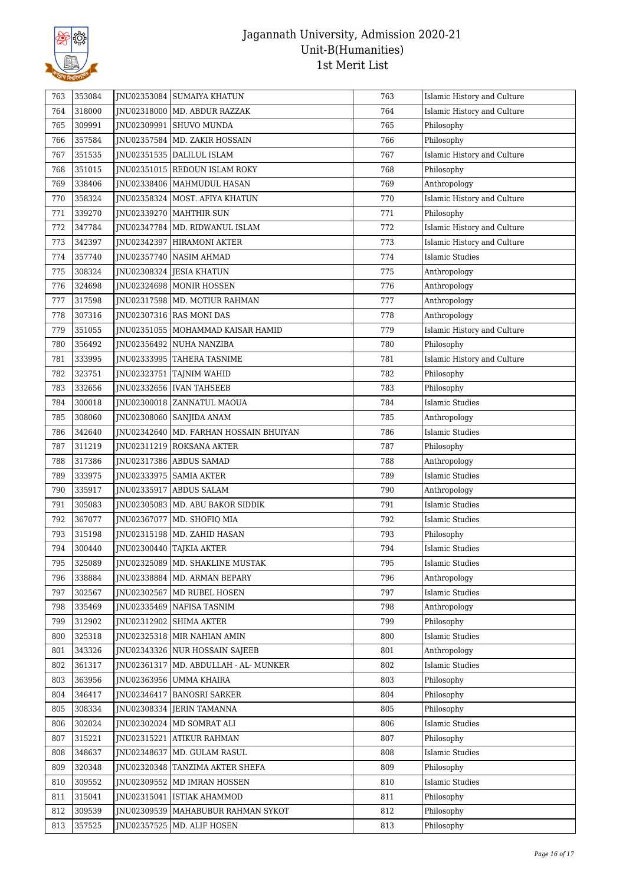# Jagannath University, Admission 2020-21
## Unit-B(Humanities)
## 1st Merit List

| | | | | | |
|---|---|---|---|---|---|
| 763 | 353084 | JNU02353084 | SUMAIYA KHATUN | 763 | Islamic History and Culture |
| 764 | 318000 | JNU02318000 | MD. ABDUR RAZZAK | 764 | Islamic History and Culture |
| 765 | 309991 | JNU02309991 | SHUVO MUNDA | 765 | Philosophy |
| 766 | 357584 | JNU02357584 | MD. ZAKIR HOSSAIN | 766 | Philosophy |
| 767 | 351535 | JNU02351535 | DALILUL ISLAM | 767 | Islamic History and Culture |
| 768 | 351015 | JNU02351015 | REDOUN ISLAM ROKY | 768 | Philosophy |
| 769 | 338406 | JNU02338406 | MAHMUDUL HASAN | 769 | Anthropology |
| 770 | 358324 | JNU02358324 | MOST. AFIYA KHATUN | 770 | Islamic History and Culture |
| 771 | 339270 | JNU02339270 | MAHTHIR SUN | 771 | Philosophy |
| 772 | 347784 | JNU02347784 | MD. RIDWANUL ISLAM | 772 | Islamic History and Culture |
| 773 | 342397 | JNU02342397 | HIRAMONI AKTER | 773 | Islamic History and Culture |
| 774 | 357740 | JNU02357740 | NASIM AHMAD | 774 | Islamic Studies |
| 775 | 308324 | JNU02308324 | JESIA KHATUN | 775 | Anthropology |
| 776 | 324698 | JNU02324698 | MONIR HOSSEN | 776 | Anthropology |
| 777 | 317598 | JNU02317598 | MD. MOTIUR RAHMAN | 777 | Anthropology |
| 778 | 307316 | JNU02307316 | RAS MONI DAS | 778 | Anthropology |
| 779 | 351055 | JNU02351055 | MOHAMMAD KAISAR HAMID | 779 | Islamic History and Culture |
| 780 | 356492 | JNU02356492 | NUHA NANZIBA | 780 | Philosophy |
| 781 | 333995 | JNU02333995 | TAHERA TASNIME | 781 | Islamic History and Culture |
| 782 | 323751 | JNU02323751 | TAJNIM WAHID | 782 | Philosophy |
| 783 | 332656 | JNU02332656 | IVAN TAHSEEB | 783 | Philosophy |
| 784 | 300018 | JNU02300018 | ZANNATUL MAOUA | 784 | Islamic Studies |
| 785 | 308060 | JNU02308060 | SANJIDA ANAM | 785 | Anthropology |
| 786 | 342640 | JNU02342640 | MD. FARHAN HOSSAIN BHUIYAN | 786 | Islamic Studies |
| 787 | 311219 | JNU02311219 | ROKSANA AKTER | 787 | Philosophy |
| 788 | 317386 | JNU02317386 | ABDUS SAMAD | 788 | Anthropology |
| 789 | 333975 | JNU02333975 | SAMIA AKTER | 789 | Islamic Studies |
| 790 | 335917 | JNU02335917 | ABDUS SALAM | 790 | Anthropology |
| 791 | 305083 | JNU02305083 | MD. ABU BAKOR SIDDIK | 791 | Islamic Studies |
| 792 | 367077 | JNU02367077 | MD. SHOFIQ MIA | 792 | Islamic Studies |
| 793 | 315198 | JNU02315198 | MD. ZAHID HASAN | 793 | Philosophy |
| 794 | 300440 | JNU02300440 | TAJKIA AKTER | 794 | Islamic Studies |
| 795 | 325089 | JNU02325089 | MD. SHAKLINE MUSTAK | 795 | Islamic Studies |
| 796 | 338884 | JNU02338884 | MD. ARMAN BEPARY | 796 | Anthropology |
| 797 | 302567 | JNU02302567 | MD RUBEL HOSEN | 797 | Islamic Studies |
| 798 | 335469 | JNU02335469 | NAFISA TASNIM | 798 | Anthropology |
| 799 | 312902 | JNU02312902 | SHIMA AKTER | 799 | Philosophy |
| 800 | 325318 | JNU02325318 | MIR NAHIAN AMIN | 800 | Islamic Studies |
| 801 | 343326 | JNU02343326 | NUR HOSSAIN SAJEEB | 801 | Anthropology |
| 802 | 361317 | JNU02361317 | MD. ABDULLAH - AL- MUNKER | 802 | Islamic Studies |
| 803 | 363956 | JNU02363956 | UMMA KHAIRA | 803 | Philosophy |
| 804 | 346417 | JNU02346417 | BANOSRI SARKER | 804 | Philosophy |
| 805 | 308334 | JNU02308334 | JERIN TAMANNA | 805 | Philosophy |
| 806 | 302024 | JNU02302024 | MD SOMRAT ALI | 806 | Islamic Studies |
| 807 | 315221 | JNU02315221 | ATIKUR RAHMAN | 807 | Philosophy |
| 808 | 348637 | JNU02348637 | MD. GULAM RASUL | 808 | Islamic Studies |
| 809 | 320348 | JNU02320348 | TANZIMA AKTER SHEFA | 809 | Philosophy |
| 810 | 309552 | JNU02309552 | MD IMRAN HOSSEN | 810 | Islamic Studies |
| 811 | 315041 | JNU02315041 | ISTIAK AHAMMOD | 811 | Philosophy |
| 812 | 309539 | JNU02309539 | MAHABUBUR RAHMAN SYKOT | 812 | Philosophy |
| 813 | 357525 | JNU02357525 | MD. ALIF HOSEN | 813 | Philosophy |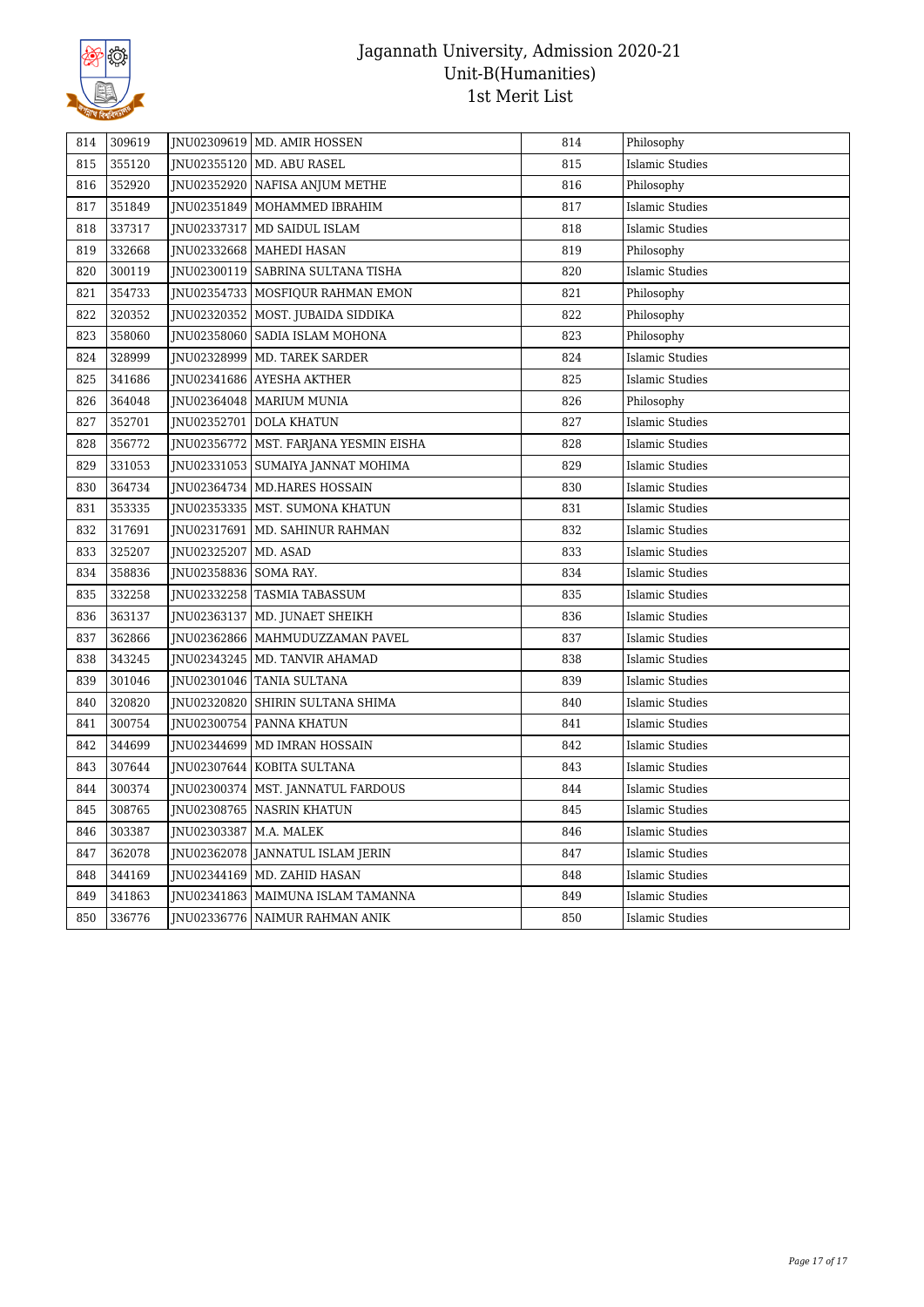# Jagannath University, Admission 2020-21
## Unit-B(Humanities)
## 1st Merit List

| | | | | | |
|---|---|---|---|---|---|
| 814 | 309619 | JNU02309619 | MD. AMIR HOSSEN | 814 | Philosophy |
| 815 | 355120 | JNU02355120 | MD. ABU RASEL | 815 | Islamic Studies |
| 816 | 352920 | JNU02352920 | NAFISA ANJUM METHE | 816 | Philosophy |
| 817 | 351849 | JNU02351849 | MOHAMMED IBRAHIM | 817 | Islamic Studies |
| 818 | 337317 | JNU02337317 | MD SAIDUL ISLAM | 818 | Islamic Studies |
| 819 | 332668 | JNU02332668 | MAHEDI HASAN | 819 | Philosophy |
| 820 | 300119 | JNU02300119 | SABRINA SULTANA TISHA | 820 | Islamic Studies |
| 821 | 354733 | JNU02354733 | MOSFIQUR RAHMAN EMON | 821 | Philosophy |
| 822 | 320352 | JNU02320352 | MOST. JUBAIDA SIDDIKA | 822 | Philosophy |
| 823 | 358060 | JNU02358060 | SADIA ISLAM MOHONA | 823 | Philosophy |
| 824 | 328999 | JNU02328999 | MD. TAREK SARDER | 824 | Islamic Studies |
| 825 | 341686 | JNU02341686 | AYESHA AKTHER | 825 | Islamic Studies |
| 826 | 364048 | JNU02364048 | MARIUM MUNIA | 826 | Philosophy |
| 827 | 352701 | JNU02352701 | DOLA KHATUN | 827 | Islamic Studies |
| 828 | 356772 | JNU02356772 | MST. FARJANA YESMIN EISHA | 828 | Islamic Studies |
| 829 | 331053 | JNU02331053 | SUMAIYA JANNAT MOHIMA | 829 | Islamic Studies |
| 830 | 364734 | JNU02364734 | MD.HARES HOSSAIN | 830 | Islamic Studies |
| 831 | 353335 | JNU02353335 | MST. SUMONA KHATUN | 831 | Islamic Studies |
| 832 | 317691 | JNU02317691 | MD. SAHINUR RAHMAN | 832 | Islamic Studies |
| 833 | 325207 | JNU02325207 | MD. ASAD | 833 | Islamic Studies |
| 834 | 358836 | JNU02358836 | SOMA RAY. | 834 | Islamic Studies |
| 835 | 332258 | JNU02332258 | TASMIA TABASSUM | 835 | Islamic Studies |
| 836 | 363137 | JNU02363137 | MD. JUNAET SHEIKH | 836 | Islamic Studies |
| 837 | 362866 | JNU02362866 | MAHMUDUZZAMAN PAVEL | 837 | Islamic Studies |
| 838 | 343245 | JNU02343245 | MD. TANVIR AHAMAD | 838 | Islamic Studies |
| 839 | 301046 | JNU02301046 | TANIA SULTANA | 839 | Islamic Studies |
| 840 | 320820 | JNU02320820 | SHIRIN SULTANA SHIMA | 840 | Islamic Studies |
| 841 | 300754 | JNU02300754 | PANNA KHATUN | 841 | Islamic Studies |
| 842 | 344699 | JNU02344699 | MD IMRAN HOSSAIN | 842 | Islamic Studies |
| 843 | 307644 | JNU02307644 | KOBITA SULTANA | 843 | Islamic Studies |
| 844 | 300374 | JNU02300374 | MST. JANNATUL FARDOUS | 844 | Islamic Studies |
| 845 | 308765 | JNU02308765 | NASRIN KHATUN | 845 | Islamic Studies |
| 846 | 303387 | JNU02303387 | M.A. MALEK | 846 | Islamic Studies |
| 847 | 362078 | JNU02362078 | JANNATUL ISLAM JERIN | 847 | Islamic Studies |
| 848 | 344169 | JNU02344169 | MD. ZAHID HASAN | 848 | Islamic Studies |
| 849 | 341863 | JNU02341863 | MAIMUNA ISLAM TAMANNA | 849 | Islamic Studies |
| 850 | 336776 | JNU02336776 | NAIMUR RAHMAN ANIK | 850 | Islamic Studies |